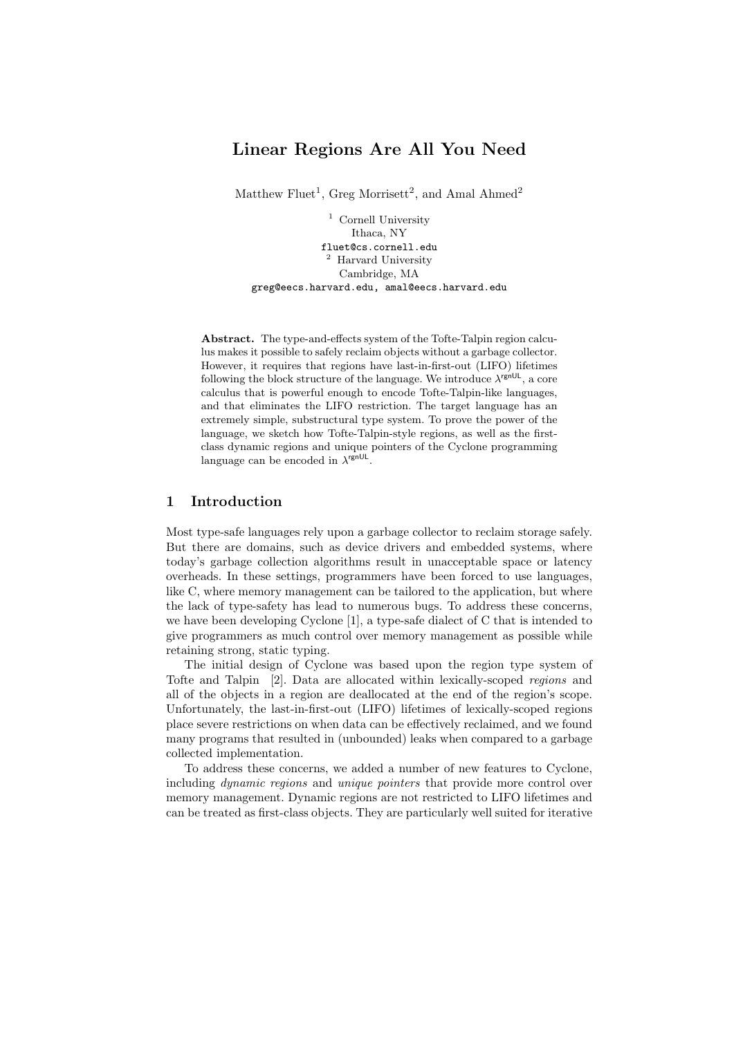# Linear Regions Are All You Need

Matthew Fluet[1], Greg Morrisett[2], and Amal Ahmed[2]

[1] Cornell University
Ithaca, NY
fluet@cs.cornell.edu

[2] Harvard University
Cambridge, MA
greg@eecs.harvard.edu, amal@eecs.harvard.edu

**Abstract.** The type-and-effects system of the Tofte-Talpin region calculus makes it possible to safely reclaim objects without a garbage collector. However, it requires that regions have last-in-first-out (LIFO) lifetimes following the block structure of the language. We introduce $\lambda^{\mathsf{rgnUL}}$, a core calculus that is powerful enough to encode Tofte-Talpin-like languages, and that eliminates the LIFO restriction. The target language has an extremely simple, substructural type system. To prove the power of the language, we sketch how Tofte-Talpin-style regions, as well as the first-class dynamic regions and unique pointers of the Cyclone programming language can be encoded in $\lambda^{\mathsf{rgnUL}}$.

## 1 Introduction

Most type-safe languages rely upon a garbage collector to reclaim storage safely. But there are domains, such as device drivers and embedded systems, where today's garbage collection algorithms result in unacceptable space or latency overheads. In these settings, programmers have been forced to use languages, like C, where memory management can be tailored to the application, but where the lack of type-safety has lead to numerous bugs. To address these concerns, we have been developing Cyclone [1], a type-safe dialect of C that is intended to give programmers as much control over memory management as possible while retaining strong, static typing.

The initial design of Cyclone was based upon the region type system of Tofte and Talpin [2]. Data are allocated within lexically-scoped *regions* and all of the objects in a region are deallocated at the end of the region's scope. Unfortunately, the last-in-first-out (LIFO) lifetimes of lexically-scoped regions place severe restrictions on when data can be effectively reclaimed, and we found many programs that resulted in (unbounded) leaks when compared to a garbage collected implementation.

To address these concerns, we added a number of new features to Cyclone, including *dynamic regions* and *unique pointers* that provide more control over memory management. Dynamic regions are not restricted to LIFO lifetimes and can be treated as first-class objects. They are particularly well suited for iterative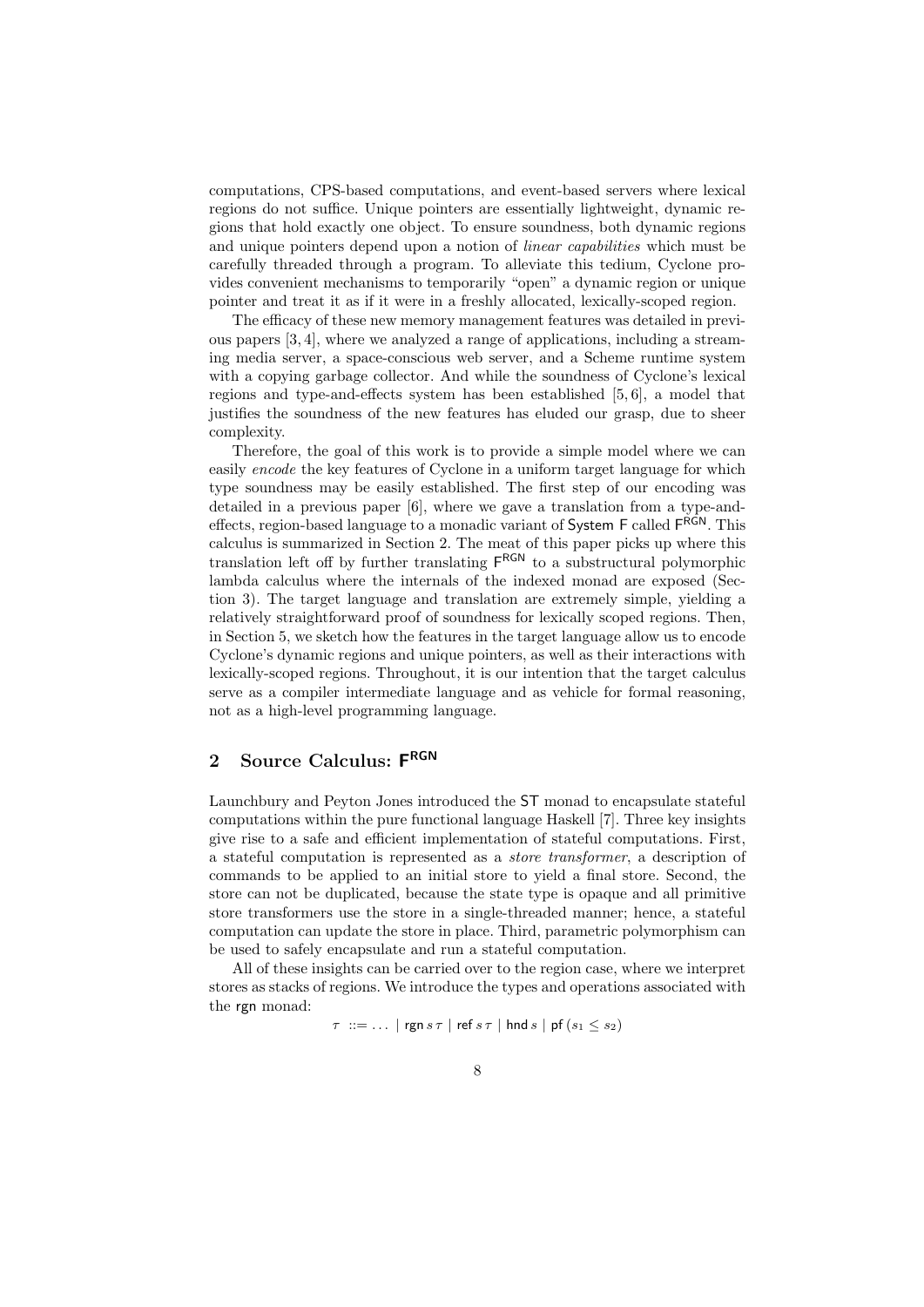computations, CPS-based computations, and event-based servers where lexical regions do not suffice. Unique pointers are essentially lightweight, dynamic regions that hold exactly one object. To ensure soundness, both dynamic regions and unique pointers depend upon a notion of *linear capabilities* which must be carefully threaded through a program. To alleviate this tedium, Cyclone provides convenient mechanisms to temporarily "open" a dynamic region or unique pointer and treat it as if it were in a freshly allocated, lexically-scoped region.

The efficacy of these new memory management features was detailed in previous papers [3, 4], where we analyzed a range of applications, including a streaming media server, a space-conscious web server, and a Scheme runtime system with a copying garbage collector. And while the soundness of Cyclone's lexical regions and type-and-effects system has been established [5, 6], a model that justifies the soundness of the new features has eluded our grasp, due to sheer complexity.

Therefore, the goal of this work is to provide a simple model where we can easily *encode* the key features of Cyclone in a uniform target language for which type soundness may be easily established. The first step of our encoding was detailed in a previous paper [6], where we gave a translation from a type-and-effects, region-based language to a monadic variant of System F called $\mathsf{F}^{\mathsf{RGN}}$. This calculus is summarized in Section 2. The meat of this paper picks up where this translation left off by further translating $\mathsf{F}^{\mathsf{RGN}}$ to a substructural polymorphic lambda calculus where the internals of the indexed monad are exposed (Section 3). The target language and translation are extremely simple, yielding a relatively straightforward proof of soundness for lexically scoped regions. Then, in Section 5, we sketch how the features in the target language allow us to encode Cyclone's dynamic regions and unique pointers, as well as their interactions with lexically-scoped regions. Throughout, it is our intention that the target calculus serve as a compiler intermediate language and as vehicle for formal reasoning, not as a high-level programming language.

## 2 Source Calculus: $\mathsf{F}^{\mathsf{RGN}}$

Launchbury and Peyton Jones introduced the ST monad to encapsulate stateful computations within the pure functional language Haskell [7]. Three key insights give rise to a safe and efficient implementation of stateful computations. First, a stateful computation is represented as a *store transformer*, a description of commands to be applied to an initial store to yield a final store. Second, the store can not be duplicated, because the state type is opaque and all primitive store transformers use the store in a single-threaded manner; hence, a stateful computation can update the store in place. Third, parametric polymorphism can be used to safely encapsulate and run a stateful computation.

All of these insights can be carried over to the region case, where we interpret stores as stacks of regions. We introduce the types and operations associated with the rgn monad:

$$\tau \ ::= \ \ldots \mid \mathsf{rgn}\, s\, \tau \mid \mathsf{ref}\, s\, \tau \mid \mathsf{hnd}\, s \mid \mathsf{pf}\, (s_1 \leq s_2)$$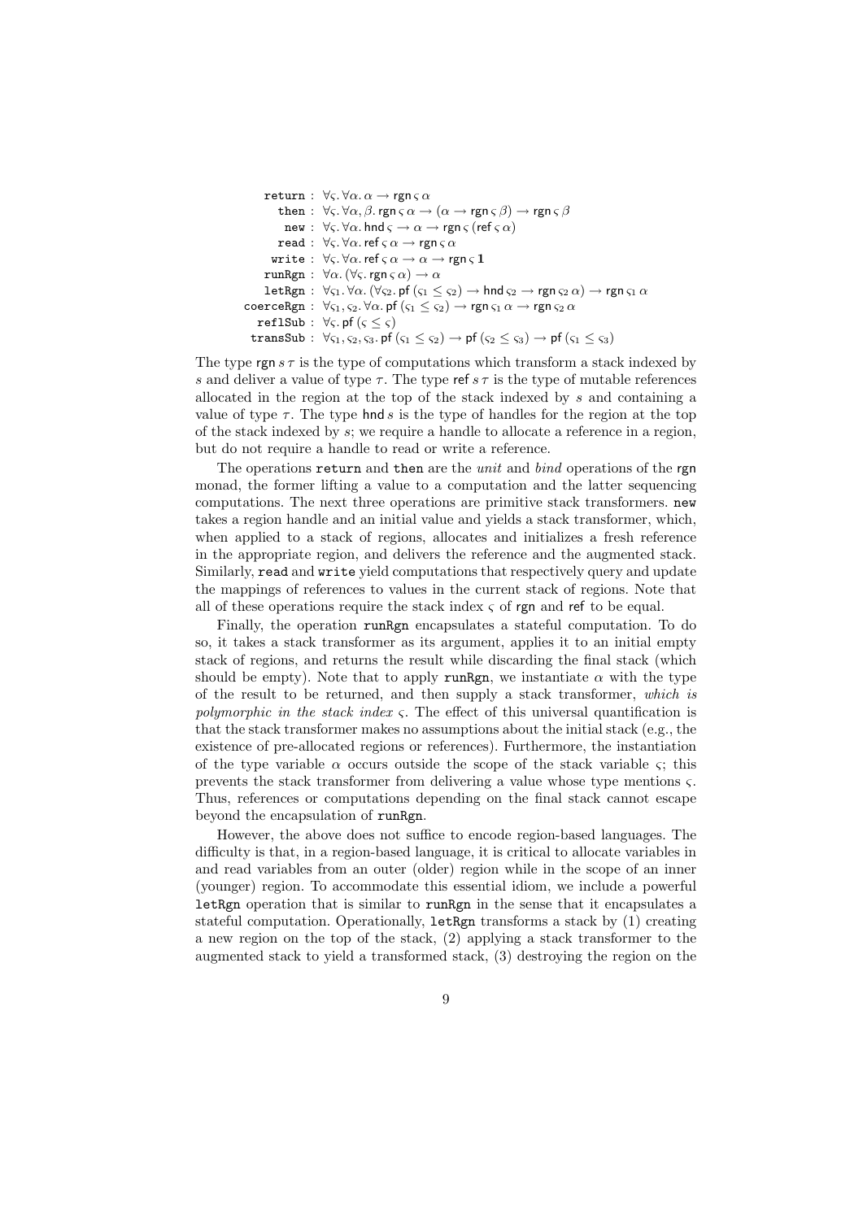$$
\begin{aligned}
\texttt{return} &: \forall \varsigma. \forall \alpha. \alpha \to \mathsf{rgn}\, \varsigma\, \alpha \\
\texttt{then} &: \forall \varsigma. \forall \alpha, \beta. \mathsf{rgn}\, \varsigma\, \alpha \to (\alpha \to \mathsf{rgn}\, \varsigma\, \beta) \to \mathsf{rgn}\, \varsigma\, \beta \\
\texttt{new} &: \forall \varsigma. \forall \alpha. \mathsf{hnd}\, \varsigma \to \alpha \to \mathsf{rgn}\, \varsigma\, (\mathsf{ref}\, \varsigma\, \alpha) \\
\texttt{read} &: \forall \varsigma. \forall \alpha. \mathsf{ref}\, \varsigma\, \alpha \to \mathsf{rgn}\, \varsigma\, \alpha \\
\texttt{write} &: \forall \varsigma. \forall \alpha. \mathsf{ref}\, \varsigma\, \alpha \to \alpha \to \mathsf{rgn}\, \varsigma\, \mathbf{1} \\
\texttt{runRgn} &: \forall \alpha. (\forall \varsigma. \mathsf{rgn}\, \varsigma\, \alpha) \to \alpha \\
\texttt{letRgn} &: \forall \varsigma_1. \forall \alpha. (\forall \varsigma_2. \mathsf{pf}\, (\varsigma_1 \leq \varsigma_2) \to \mathsf{hnd}\, \varsigma_2 \to \mathsf{rgn}\, \varsigma_2\, \alpha) \to \mathsf{rgn}\, \varsigma_1\, \alpha \\
\texttt{coerceRgn} &: \forall \varsigma_1, \varsigma_2. \forall \alpha. \mathsf{pf}\, (\varsigma_1 \leq \varsigma_2) \to \mathsf{rgn}\, \varsigma_1\, \alpha \to \mathsf{rgn}\, \varsigma_2\, \alpha \\
\texttt{reflSub} &: \forall \varsigma. \mathsf{pf}\, (\varsigma \leq \varsigma) \\
\texttt{transSub} &: \forall \varsigma_1, \varsigma_2, \varsigma_3. \mathsf{pf}\, (\varsigma_1 \leq \varsigma_2) \to \mathsf{pf}\, (\varsigma_2 \leq \varsigma_3) \to \mathsf{pf}\, (\varsigma_1 \leq \varsigma_3)
\end{aligned}
$$

The type $\mathsf{rgn}\, s\, \tau$ is the type of computations which transform a stack indexed by $s$ and deliver a value of type $\tau$. The type $\mathsf{ref}\, s\, \tau$ is the type of mutable references allocated in the region at the top of the stack indexed by $s$ and containing a value of type $\tau$. The type $\mathsf{hnd}\, s$ is the type of handles for the region at the top of the stack indexed by $s$; we require a handle to allocate a reference in a region, but do not require a handle to read or write a reference.

The operations `return` and `then` are the *unit* and *bind* operations of the $\mathsf{rgn}$ monad, the former lifting a value to a computation and the latter sequencing computations. The next three operations are primitive stack transformers. `new` takes a region handle and an initial value and yields a stack transformer, which, when applied to a stack of regions, allocates and initializes a fresh reference in the appropriate region, and delivers the reference and the augmented stack. Similarly, `read` and `write` yield computations that respectively query and update the mappings of references to values in the current stack of regions. Note that all of these operations require the stack index $\varsigma$ of $\mathsf{rgn}$ and $\mathsf{ref}$ to be equal.

Finally, the operation `runRgn` encapsulates a stateful computation. To do so, it takes a stack transformer as its argument, applies it to an initial empty stack of regions, and returns the result while discarding the final stack (which should be empty). Note that to apply `runRgn`, we instantiate $\alpha$ with the type of the result to be returned, and then supply a stack transformer, *which is polymorphic in the stack index* $\varsigma$. The effect of this universal quantification is that the stack transformer makes no assumptions about the initial stack (e.g., the existence of pre-allocated regions or references). Furthermore, the instantiation of the type variable $\alpha$ occurs outside the scope of the stack variable $\varsigma$; this prevents the stack transformer from delivering a value whose type mentions $\varsigma$. Thus, references or computations depending on the final stack cannot escape beyond the encapsulation of `runRgn`.

However, the above does not suffice to encode region-based languages. The difficulty is that, in a region-based language, it is critical to allocate variables in and read variables from an outer (older) region while in the scope of an inner (younger) region. To accommodate this essential idiom, we include a powerful `letRgn` operation that is similar to `runRgn` in the sense that it encapsulates a stateful computation. Operationally, `letRgn` transforms a stack by (1) creating a new region on the top of the stack, (2) applying a stack transformer to the augmented stack to yield a transformed stack, (3) destroying the region on the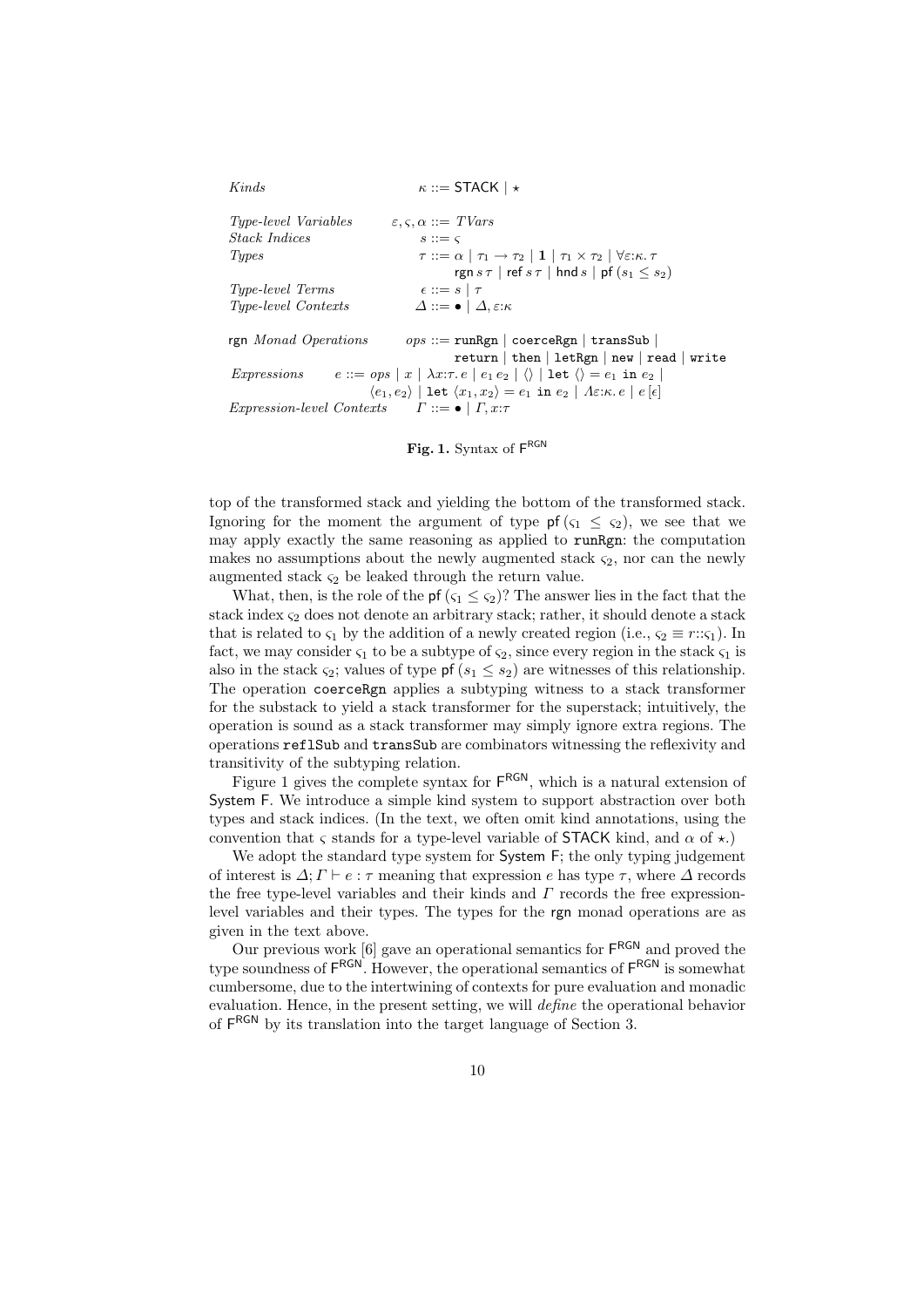| | |
|---|---|
| *Kinds* | $\kappa ::= \mathsf{STACK} \mid \star$ |
| *Type-level Variables* | $\varepsilon, \varsigma, \alpha ::= \mathit{TVars}$ |
| *Stack Indices* | $s ::= \varsigma$ |
| *Types* | $\tau ::= \alpha \mid \tau_1 \rightarrow \tau_2 \mid \mathbf{1} \mid \tau_1 \times \tau_2 \mid \forall \varepsilon{:}\kappa.\, \tau$ <br> $\mid \mathsf{rgn}\, s\, \tau \mid \mathsf{ref}\, s\, \tau \mid \mathsf{hnd}\, s \mid \mathsf{pf}\, (s_1 \leq s_2)$ |
| *Type-level Terms* | $\epsilon ::= s \mid \tau$ |
| *Type-level Contexts* | $\Delta ::= \bullet \mid \Delta, \varepsilon{:}\kappa$ |
| rgn *Monad Operations* | $ops ::=$ `runRgn` $\mid$ `coerceRgn` $\mid$ `transSub` $\mid$ <br> `return` $\mid$ `then` $\mid$ `letRgn` $\mid$ `new` $\mid$ `read` $\mid$ `write` |
| *Expressions* | $e ::= ops \mid x \mid \lambda x{:}\tau.\, e \mid e_1\, e_2 \mid \langle\rangle \mid$ `let` $\langle\rangle = e_1$ `in` $e_2 \mid$ <br> $\langle e_1, e_2 \rangle \mid$ `let` $\langle x_1, x_2 \rangle = e_1$ `in` $e_2 \mid \Lambda \varepsilon{:}\kappa.\, e \mid e\, [\epsilon]$ |
| *Expression-level Contexts* | $\Gamma ::= \bullet \mid \Gamma, x{:}\tau$ |

**Fig. 1.** Syntax of $\mathsf{F}^{\mathsf{RGN}}$

top of the transformed stack and yielding the bottom of the transformed stack. Ignoring for the moment the argument of type $\mathsf{pf}\,(\varsigma_1 \leq \varsigma_2)$, we see that we may apply exactly the same reasoning as applied to `runRgn`: the computation makes no assumptions about the newly augmented stack $\varsigma_2$, nor can the newly augmented stack $\varsigma_2$ be leaked through the return value.

What, then, is the role of the $\mathsf{pf}\,(\varsigma_1 \leq \varsigma_2)$? The answer lies in the fact that the stack index $\varsigma_2$ does not denote an arbitrary stack; rather, it should denote a stack that is related to $\varsigma_1$ by the addition of a newly created region (i.e., $\varsigma_2 \equiv r{::}\varsigma_1$). In fact, we may consider $\varsigma_1$ to be a subtype of $\varsigma_2$, since every region in the stack $\varsigma_1$ is also in the stack $\varsigma_2$; values of type $\mathsf{pf}\,(s_1 \leq s_2)$ are witnesses of this relationship. The operation `coerceRgn` applies a subtyping witness to a stack transformer for the substack to yield a stack transformer for the superstack; intuitively, the operation is sound as a stack transformer may simply ignore extra regions. The operations `reflSub` and `transSub` are combinators witnessing the reflexivity and transitivity of the subtyping relation.

Figure 1 gives the complete syntax for $\mathsf{F}^{\mathsf{RGN}}$, which is a natural extension of System F. We introduce a simple kind system to support abstraction over both types and stack indices. (In the text, we often omit kind annotations, using the convention that $\varsigma$ stands for a type-level variable of $\mathsf{STACK}$ kind, and $\alpha$ of $\star$.)

We adopt the standard type system for System F; the only typing judgement of interest is $\Delta; \Gamma \vdash e : \tau$ meaning that expression $e$ has type $\tau$, where $\Delta$ records the free type-level variables and their kinds and $\Gamma$ records the free expression-level variables and their types. The types for the rgn monad operations are as given in the text above.

Our previous work [6] gave an operational semantics for $\mathsf{F}^{\mathsf{RGN}}$ and proved the type soundness of $\mathsf{F}^{\mathsf{RGN}}$. However, the operational semantics of $\mathsf{F}^{\mathsf{RGN}}$ is somewhat cumbersome, due to the intertwining of contexts for pure evaluation and monadic evaluation. Hence, in the present setting, we will *define* the operational behavior of $\mathsf{F}^{\mathsf{RGN}}$ by its translation into the target language of Section 3.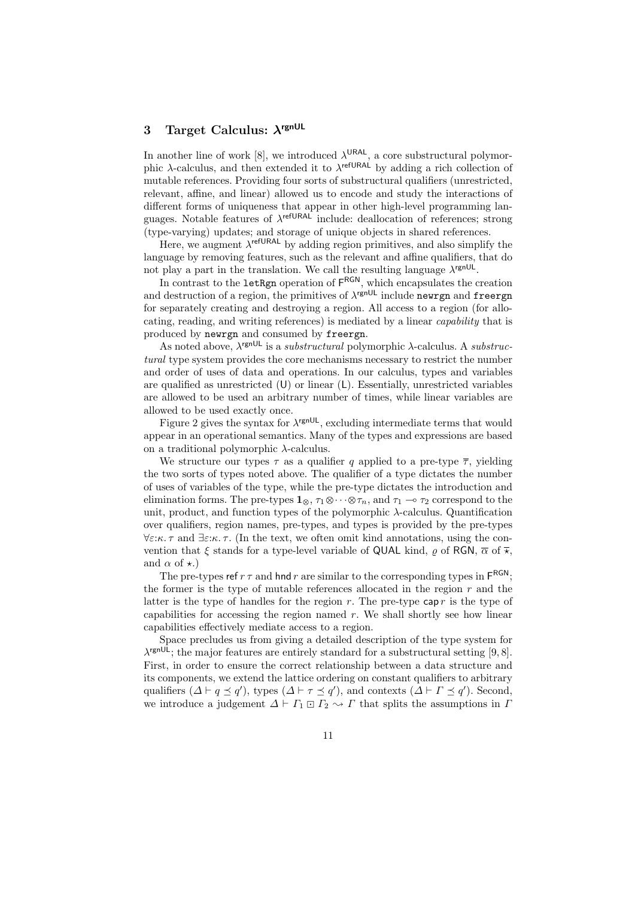## 3 Target Calculus: $\lambda^{\mathsf{rgnUL}}$

In another line of work [8], we introduced $\lambda^{\mathsf{URAL}}$, a core substructural polymorphic $\lambda$-calculus, and then extended it to $\lambda^{\mathsf{refURAL}}$ by adding a rich collection of mutable references. Providing four sorts of substructural qualifiers (unrestricted, relevant, affine, and linear) allowed us to encode and study the interactions of different forms of uniqueness that appear in other high-level programming languages. Notable features of $\lambda^{\mathsf{refURAL}}$ include: deallocation of references; strong (type-varying) updates; and storage of unique objects in shared references.

Here, we augment $\lambda^{\mathsf{refURAL}}$ by adding region primitives, and also simplify the language by removing features, such as the relevant and affine qualifiers, that do not play a part in the translation. We call the resulting language $\lambda^{\mathsf{rgnUL}}$.

In contrast to the `letRgn` operation of $\mathsf{F}^{\mathsf{RGN}}$, which encapsulates the creation and destruction of a region, the primitives of $\lambda^{\mathsf{rgnUL}}$ include `newrgn` and `freergn` for separately creating and destroying a region. All access to a region (for allocating, reading, and writing references) is mediated by a linear *capability* that is produced by `newrgn` and consumed by `freergn`.

As noted above, $\lambda^{\mathsf{rgnUL}}$ is a *substructural* polymorphic $\lambda$-calculus. A *substructural* type system provides the core mechanisms necessary to restrict the number and order of uses of data and operations. In our calculus, types and variables are qualified as unrestricted ($\mathsf{U}$) or linear ($\mathsf{L}$). Essentially, unrestricted variables are allowed to be used an arbitrary number of times, while linear variables are allowed to be used exactly once.

Figure 2 gives the syntax for $\lambda^{\mathsf{rgnUL}}$, excluding intermediate terms that would appear in an operational semantics. Many of the types and expressions are based on a traditional polymorphic $\lambda$-calculus.

We structure our types $\tau$ as a qualifier $q$ applied to a pre-type $\overline{\tau}$, yielding the two sorts of types noted above. The qualifier of a type dictates the number of uses of variables of the type, while the pre-type dictates the introduction and elimination forms. The pre-types $\mathbf{1}_{\otimes}$, $\tau_1 \otimes \cdots \otimes \tau_n$, and $\tau_1 \multimap \tau_2$ correspond to the unit, product, and function types of the polymorphic $\lambda$-calculus. Quantification over qualifiers, region names, pre-types, and types is provided by the pre-types $\forall \varepsilon{:}\kappa.\,\tau$ and $\exists \varepsilon{:}\kappa.\,\tau$. (In the text, we often omit kind annotations, using the convention that $\xi$ stands for a type-level variable of $\mathsf{QUAL}$ kind, $\varrho$ of $\mathsf{RGN}$, $\overline{\alpha}$ of $\overline{\star}$, and $\alpha$ of $\star$.)

The pre-types $\mathsf{ref}\; r\; \tau$ and $\mathsf{hnd}\; r$ are similar to the corresponding types in $\mathsf{F}^{\mathsf{RGN}}$; the former is the type of mutable references allocated in the region $r$ and the latter is the type of handles for the region $r$. The pre-type $\mathsf{cap}\; r$ is the type of capabilities for accessing the region named $r$. We shall shortly see how linear capabilities effectively mediate access to a region.

Space precludes us from giving a detailed description of the type system for $\lambda^{\mathsf{rgnUL}}$; the major features are entirely standard for a substructural setting [9, 8]. First, in order to ensure the correct relationship between a data structure and its components, we extend the lattice ordering on constant qualifiers to arbitrary qualifiers ($\Delta \vdash q \preceq q'$), types ($\Delta \vdash \tau \preceq q'$), and contexts ($\Delta \vdash \Gamma \preceq q'$). Second, we introduce a judgement $\Delta \vdash \Gamma_1 \boxdot \Gamma_2 \rightsquigarrow \Gamma$ that splits the assumptions in $\Gamma$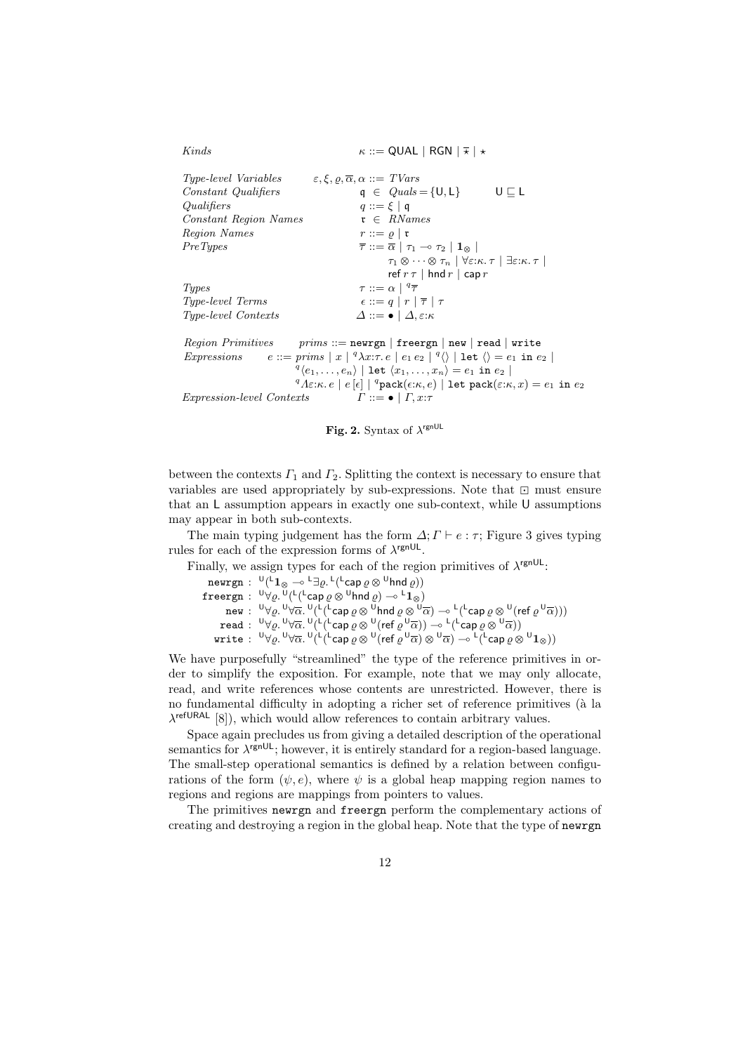| | |
|---|---|
| *Kinds* | $\kappa ::= \mathsf{QUAL} \mid \mathsf{RGN} \mid \overline{\star} \mid \star$ |
| *Type-level Variables* | $\varepsilon, \xi, \varrho, \overline{\alpha}, \alpha ::= \mathit{TVars}$ |
| *Constant Qualifiers* | $\mathsf{q} \in \mathit{Quals} = \{\mathsf{U}, \mathsf{L}\} \qquad \mathsf{U} \sqsubseteq \mathsf{L}$ |
| *Qualifiers* | $q ::= \xi \mid \mathsf{q}$ |
| *Constant Region Names* | $\mathfrak{r} \in \mathit{RNames}$ |
| *Region Names* | $r ::= \varrho \mid \mathfrak{r}$ |
| *PreTypes* | $\overline{\tau} ::= \overline{\alpha} \mid \tau_1 \multimap \tau_2 \mid \mathbf{1}_\otimes \mid \tau_1 \otimes \cdots \otimes \tau_n \mid \forall \varepsilon{:}\kappa.\, \tau \mid \exists \varepsilon{:}\kappa.\, \tau \mid \mathsf{ref}\ r\ \tau \mid \mathsf{hnd}\ r \mid \mathsf{cap}\ r$ |
| *Types* | $\tau ::= \alpha \mid {}^{q}\overline{\tau}$ |
| *Type-level Terms* | $\epsilon ::= q \mid r \mid \overline{\tau} \mid \tau$ |
| *Type-level Contexts* | $\Delta ::= \bullet \mid \Delta, \varepsilon{:}\kappa$ |

| | |
|---|---|
| *Region Primitives* | $\mathit{prims} ::= \texttt{newrgn} \mid \texttt{freergn} \mid \texttt{new} \mid \texttt{read} \mid \texttt{write}$ |
| *Expressions* | $e ::= \mathit{prims} \mid x \mid {}^{q}\lambda x{:}\tau.\, e \mid e_1\, e_2 \mid {}^{q}\langle\rangle \mid \texttt{let}\ \langle\rangle = e_1\ \texttt{in}\ e_2 \mid {}^{q}\langle e_1, \ldots, e_n\rangle \mid \texttt{let}\ \langle x_1, \ldots, x_n\rangle = e_1\ \texttt{in}\ e_2 \mid {}^{q}\Lambda \varepsilon{:}\kappa.\, e \mid e\,[\epsilon] \mid {}^{q}\texttt{pack}(\epsilon{:}\kappa, e) \mid \texttt{let pack}(\varepsilon{:}\kappa, x) = e_1\ \texttt{in}\ e_2$ |
| *Expression-level Contexts* | $\Gamma ::= \bullet \mid \Gamma, x{:}\tau$ |

**Fig. 2.** Syntax of $\lambda^{\mathsf{rgnUL}}$

between the contexts $\Gamma_1$ and $\Gamma_2$. Splitting the context is necessary to ensure that variables are used appropriately by sub-expressions. Note that $\boxdot$ must ensure that an $\mathsf{L}$ assumption appears in exactly one sub-context, while $\mathsf{U}$ assumptions may appear in both sub-contexts.

The main typing judgement has the form $\Delta; \Gamma \vdash e : \tau$; Figure 3 gives typing rules for each of the expression forms of $\lambda^{\mathsf{rgnUL}}$.

Finally, we assign types for each of the region primitives of $\lambda^{\mathsf{rgnUL}}$:

$$\begin{aligned}
\texttt{newrgn} &: {}^{\mathsf{U}}({}^{\mathsf{L}}\mathbf{1}_\otimes \multimap {}^{\mathsf{L}}\exists\varrho.\, {}^{\mathsf{L}}({}^{\mathsf{L}}\mathsf{cap}\ \varrho \otimes {}^{\mathsf{U}}\mathsf{hnd}\ \varrho))\\
\texttt{freergn} &: {}^{\mathsf{U}}\forall\varrho.\, {}^{\mathsf{U}}({}^{\mathsf{L}}({}^{\mathsf{L}}\mathsf{cap}\ \varrho \otimes {}^{\mathsf{U}}\mathsf{hnd}\ \varrho) \multimap {}^{\mathsf{L}}\mathbf{1}_\otimes)\\
\texttt{new} &: {}^{\mathsf{U}}\forall\varrho.\, {}^{\mathsf{U}}\forall\overline{\alpha}.\, {}^{\mathsf{U}}({}^{\mathsf{L}}({}^{\mathsf{L}}\mathsf{cap}\ \varrho \otimes {}^{\mathsf{U}}\mathsf{hnd}\ \varrho \otimes {}^{\mathsf{U}}\overline{\alpha}) \multimap {}^{\mathsf{L}}({}^{\mathsf{L}}\mathsf{cap}\ \varrho \otimes {}^{\mathsf{U}}(\mathsf{ref}\ \varrho\, {}^{\mathsf{U}}\overline{\alpha})))\\
\texttt{read} &: {}^{\mathsf{U}}\forall\varrho.\, {}^{\mathsf{U}}\forall\overline{\alpha}.\, {}^{\mathsf{U}}({}^{\mathsf{L}}({}^{\mathsf{L}}\mathsf{cap}\ \varrho \otimes {}^{\mathsf{U}}(\mathsf{ref}\ \varrho\, {}^{\mathsf{U}}\overline{\alpha})) \multimap {}^{\mathsf{L}}({}^{\mathsf{L}}\mathsf{cap}\ \varrho \otimes {}^{\mathsf{U}}\overline{\alpha}))\\
\texttt{write} &: {}^{\mathsf{U}}\forall\varrho.\, {}^{\mathsf{U}}\forall\overline{\alpha}.\, {}^{\mathsf{U}}({}^{\mathsf{L}}({}^{\mathsf{L}}\mathsf{cap}\ \varrho \otimes {}^{\mathsf{U}}(\mathsf{ref}\ \varrho\, {}^{\mathsf{U}}\overline{\alpha}) \otimes {}^{\mathsf{U}}\overline{\alpha}) \multimap {}^{\mathsf{L}}({}^{\mathsf{L}}\mathsf{cap}\ \varrho \otimes {}^{\mathsf{U}}\mathbf{1}_\otimes))
\end{aligned}$$

We have purposefully "streamlined" the type of the reference primitives in order to simplify the exposition. For example, note that we may only allocate, read, and write references whose contents are unrestricted. However, there is no fundamental difficulty in adopting a richer set of reference primitives (à la $\lambda^{\mathsf{refURAL}}$ [8]), which would allow references to contain arbitrary values.

Space again precludes us from giving a detailed description of the operational semantics for $\lambda^{\mathsf{rgnUL}}$; however, it is entirely standard for a region-based language. The small-step operational semantics is defined by a relation between configurations of the form $(\psi, e)$, where $\psi$ is a global heap mapping region names to regions and regions are mappings from pointers to values.

The primitives `newrgn` and `freergn` perform the complementary actions of creating and destroying a region in the global heap. Note that the type of `newrgn`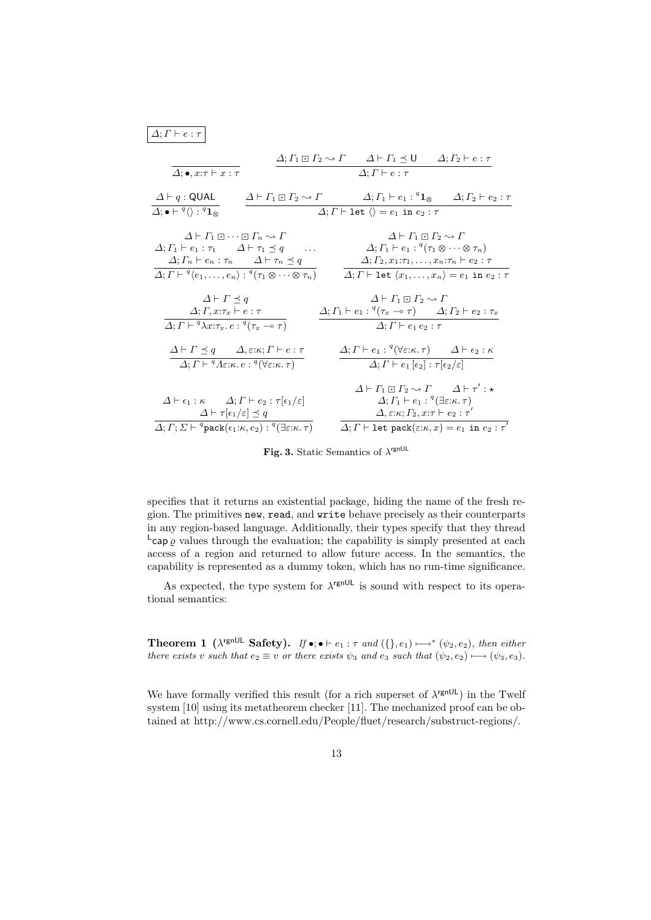$$\boxed{\Delta; \Gamma \vdash e : \tau}$$

$$\frac{}{\Delta; \bullet, x{:}\tau \vdash x : \tau} \qquad \frac{\Delta; \Gamma_1 \boxdot \Gamma_2 \leadsto \Gamma \qquad \Delta \vdash \Gamma_1 \preceq \mathsf{U} \qquad \Delta; \Gamma_2 \vdash e : \tau}{\Delta; \Gamma \vdash e : \tau}$$

$$\frac{\Delta \vdash q : \mathsf{QUAL}}{\Delta; \bullet \vdash {}^{q}\langle\rangle : {}^{q}\mathbf{1}_{\otimes}} \qquad \frac{\Delta \vdash \Gamma_1 \boxdot \Gamma_2 \leadsto \Gamma \qquad \Delta; \Gamma_1 \vdash e_1 : {}^{q}\mathbf{1}_{\otimes} \qquad \Delta; \Gamma_2 \vdash e_2 : \tau}{\Delta; \Gamma \vdash \mathtt{let}\ \langle\rangle = e_1\ \mathtt{in}\ e_2 : \tau}$$

$$\frac{\begin{array}{c}\Delta \vdash \Gamma_1 \boxdot \cdots \boxdot \Gamma_n \leadsto \Gamma \\ \Delta; \Gamma_1 \vdash e_1 : \tau_1 \qquad \Delta \vdash \tau_1 \preceq q \qquad \ldots \\ \Delta; \Gamma_n \vdash e_n : \tau_n \qquad \Delta \vdash \tau_n \preceq q\end{array}}{\Delta; \Gamma \vdash {}^{q}\langle e_1, \ldots, e_n\rangle : {}^{q}(\tau_1 \otimes \cdots \otimes \tau_n)} \qquad \frac{\begin{array}{c}\Delta \vdash \Gamma_1 \boxdot \Gamma_2 \leadsto \Gamma \\ \Delta; \Gamma_1 \vdash e_1 : {}^{q}(\tau_1 \otimes \cdots \otimes \tau_n) \\ \Delta; \Gamma_2, x_1{:}\tau_1, \ldots, x_n{:}\tau_n \vdash e_2 : \tau\end{array}}{\Delta; \Gamma \vdash \mathtt{let}\ \langle x_1, \ldots, x_n\rangle = e_1\ \mathtt{in}\ e_2 : \tau}$$

$$\frac{\begin{array}{c}\Delta \vdash \Gamma \preceq q \\ \Delta; \Gamma, x{:}\tau_x \vdash e : \tau\end{array}}{\Delta; \Gamma \vdash {}^{q}\lambda x{:}\tau_x.\, e : {}^{q}(\tau_x \multimap \tau)} \qquad \frac{\begin{array}{c}\Delta \vdash \Gamma_1 \boxdot \Gamma_2 \leadsto \Gamma \\ \Delta; \Gamma_1 \vdash e_1 : {}^{q}(\tau_x \multimap \tau) \qquad \Delta; \Gamma_2 \vdash e_2 : \tau_x\end{array}}{\Delta; \Gamma \vdash e_1\, e_2 : \tau}$$

$$\frac{\Delta \vdash \Gamma \preceq q \qquad \Delta, \varepsilon{:}\kappa; \Gamma \vdash e : \tau}{\Delta; \Gamma \vdash {}^{q}\Lambda\varepsilon{:}\kappa.\, e : {}^{q}(\forall\varepsilon{:}\kappa.\, \tau)} \qquad \frac{\Delta; \Gamma \vdash e_1 : {}^{q}(\forall\varepsilon{:}\kappa.\, \tau) \qquad \Delta \vdash \epsilon_2 : \kappa}{\Delta; \Gamma \vdash e_1\, [\epsilon_2] : \tau[\epsilon_2/\varepsilon]}$$

$$\frac{\begin{array}{c}\Delta \vdash \epsilon_1 : \kappa \qquad \Delta; \Gamma \vdash e_2 : \tau[\epsilon_1/\varepsilon] \\ \Delta \vdash \tau[\epsilon_1/\varepsilon] \preceq q\end{array}}{\Delta; \Gamma; \Sigma \vdash {}^{q}\mathtt{pack}(\epsilon_1{:}\kappa, e_2) : {}^{q}(\exists\varepsilon{:}\kappa.\, \tau)} \qquad \frac{\begin{array}{c}\Delta \vdash \Gamma_1 \boxdot \Gamma_2 \leadsto \Gamma \qquad \Delta \vdash \tau' : \star \\ \Delta; \Gamma_1 \vdash e_1 : {}^{q}(\exists\varepsilon{:}\kappa.\, \tau) \\ \Delta, \varepsilon{:}\kappa; \Gamma_2, x{:}\tau \vdash e_2 : \tau'\end{array}}{\Delta; \Gamma \vdash \mathtt{let}\ \mathtt{pack}(\varepsilon{:}\kappa, x) = e_1\ \mathtt{in}\ e_2 : \tau'}$$

**Fig. 3.** Static Semantics of $\lambda^{\mathsf{rgnUL}}$

specifies that it returns an existential package, hiding the name of the fresh region. The primitives `new`, `read`, and `write` behave precisely as their counterparts in any region-based language. Additionally, their types specify that they thread ${}^{\mathsf{L}}\mathsf{cap}\,\varrho$ values through the evaluation; the capability is simply presented at each access of a region and returned to allow future access. In the semantics, the capability is represented as a dummy token, which has no run-time significance.

As expected, the type system for $\lambda^{\mathsf{rgnUL}}$ is sound with respect to its operational semantics:

**Theorem 1 ($\lambda^{\mathsf{rgnUL}}$ Safety).** *If $\bullet; \bullet \vdash e_1 : \tau$ and $(\{\}, e_1) \longmapsto^{*} (\psi_2, e_2)$, then either there exists $v$ such that $e_2 \equiv v$ or there exists $\psi_3$ and $e_3$ such that $(\psi_2, e_2) \longmapsto (\psi_3, e_3)$.*

We have formally verified this result (for a rich superset of $\lambda^{\mathsf{rgnUL}}$) in the Twelf system [10] using its metatheorem checker [11]. The mechanized proof can be obtained at http://www.cs.cornell.edu/People/fluet/research/substruct-regions/.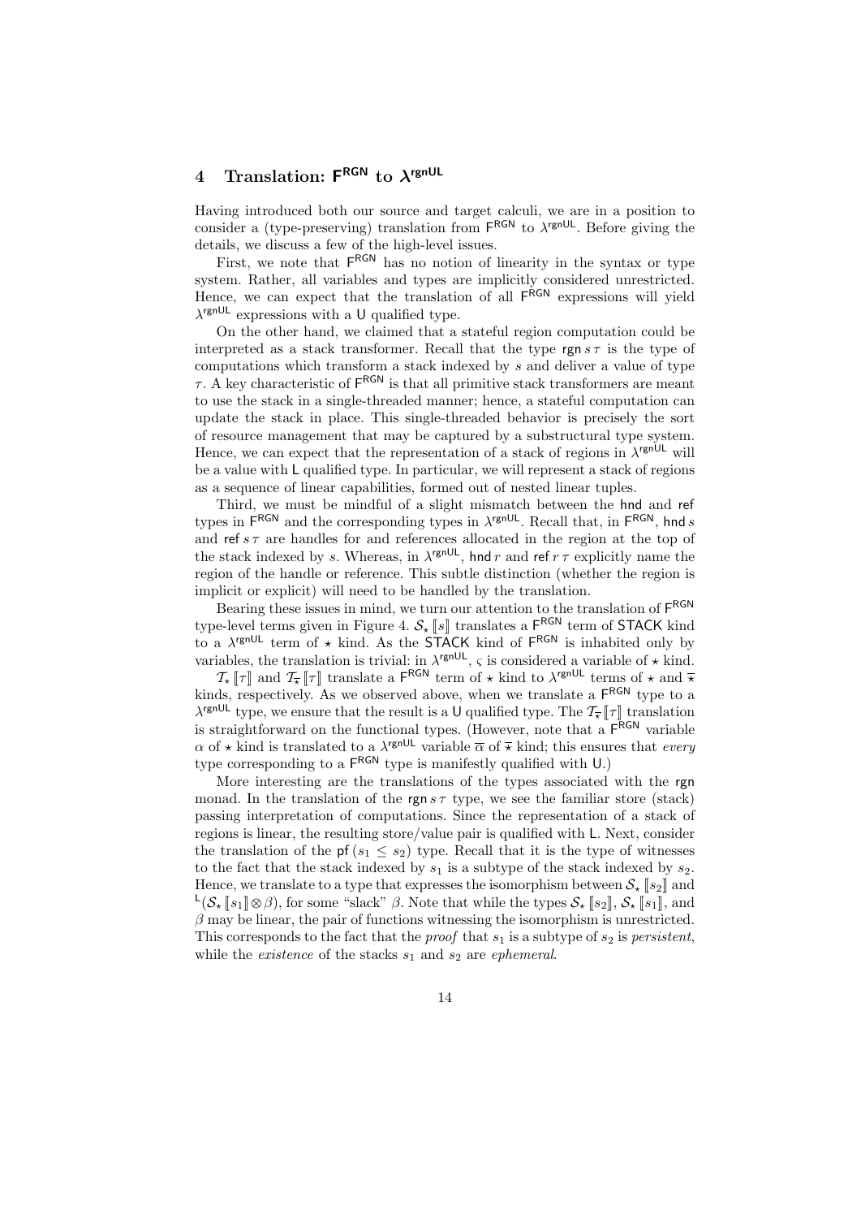## 4 Translation: $\mathsf{F}^{\mathsf{RGN}}$ to $\lambda^{\mathsf{rgnUL}}$

Having introduced both our source and target calculi, we are in a position to consider a (type-preserving) translation from $\mathsf{F}^{\mathsf{RGN}}$ to $\lambda^{\mathsf{rgnUL}}$. Before giving the details, we discuss a few of the high-level issues.

First, we note that $\mathsf{F}^{\mathsf{RGN}}$ has no notion of linearity in the syntax or type system. Rather, all variables and types are implicitly considered unrestricted. Hence, we can expect that the translation of all $\mathsf{F}^{\mathsf{RGN}}$ expressions will yield $\lambda^{\mathsf{rgnUL}}$ expressions with a $\mathsf{U}$ qualified type.

On the other hand, we claimed that a stateful region computation could be interpreted as a stack transformer. Recall that the type $\mathsf{rgn}\, s\, \tau$ is the type of computations which transform a stack indexed by $s$ and deliver a value of type $\tau$. A key characteristic of $\mathsf{F}^{\mathsf{RGN}}$ is that all primitive stack transformers are meant to use the stack in a single-threaded manner; hence, a stateful computation can update the stack in place. This single-threaded behavior is precisely the sort of resource management that may be captured by a substructural type system. Hence, we can expect that the representation of a stack of regions in $\lambda^{\mathsf{rgnUL}}$ will be a value with $\mathsf{L}$ qualified type. In particular, we will represent a stack of regions as a sequence of linear capabilities, formed out of nested linear tuples.

Third, we must be mindful of a slight mismatch between the $\mathsf{hnd}$ and $\mathsf{ref}$ types in $\mathsf{F}^{\mathsf{RGN}}$ and the corresponding types in $\lambda^{\mathsf{rgnUL}}$. Recall that, in $\mathsf{F}^{\mathsf{RGN}}$, $\mathsf{hnd}\, s$ and $\mathsf{ref}\, s\, \tau$ are handles for and references allocated in the region at the top of the stack indexed by $s$. Whereas, in $\lambda^{\mathsf{rgnUL}}$, $\mathsf{hnd}\, r$ and $\mathsf{ref}\, r\, \tau$ explicitly name the region of the handle or reference. This subtle distinction (whether the region is implicit or explicit) will need to be handled by the translation.

Bearing these issues in mind, we turn our attention to the translation of $\mathsf{F}^{\mathsf{RGN}}$ type-level terms given in Figure 4. $\mathcal{S}_\star[\![s]\!]$ translates a $\mathsf{F}^{\mathsf{RGN}}$ term of $\mathsf{STACK}$ kind to a $\lambda^{\mathsf{rgnUL}}$ term of $\star$ kind. As the $\mathsf{STACK}$ kind of $\mathsf{F}^{\mathsf{RGN}}$ is inhabited only by variables, the translation is trivial: in $\lambda^{\mathsf{rgnUL}}$, $\varsigma$ is considered a variable of $\star$ kind.

$\mathcal{T}_\star[\![\tau]\!]$ and $\mathcal{T}_{\overline{\star}}[\![\tau]\!]$ translate a $\mathsf{F}^{\mathsf{RGN}}$ term of $\star$ kind to $\lambda^{\mathsf{rgnUL}}$ terms of $\star$ and $\overline{\star}$ kinds, respectively. As we observed above, when we translate a $\mathsf{F}^{\mathsf{RGN}}$ type to a $\lambda^{\mathsf{rgnUL}}$ type, we ensure that the result is a $\mathsf{U}$ qualified type. The $\mathcal{T}_{\overline{\star}}[\![\tau]\!]$ translation is straightforward on the functional types. (However, note that a $\mathsf{F}^{\mathsf{RGN}}$ variable $\alpha$ of $\star$ kind is translated to a $\lambda^{\mathsf{rgnUL}}$ variable $\overline{\alpha}$ of $\overline{\star}$ kind; this ensures that *every* type corresponding to a $\mathsf{F}^{\mathsf{RGN}}$ type is manifestly qualified with $\mathsf{U}$.)

More interesting are the translations of the types associated with the $\mathsf{rgn}$ monad. In the translation of the $\mathsf{rgn}\, s\, \tau$ type, we see the familiar store (stack) passing interpretation of computations. Since the representation of a stack of regions is linear, the resulting store/value pair is qualified with $\mathsf{L}$. Next, consider the translation of the $\mathsf{pf}\,(s_1 \le s_2)$ type. Recall that it is the type of witnesses to the fact that the stack indexed by $s_1$ is a subtype of the stack indexed by $s_2$. Hence, we translate to a type that expresses the isomorphism between $\mathcal{S}_\star[\![s_2]\!]$ and ${}^{\mathsf{L}}(\mathcal{S}_\star[\![s_1]\!] \otimes \beta)$, for some "slack" $\beta$. Note that while the types $\mathcal{S}_\star[\![s_2]\!]$, $\mathcal{S}_\star[\![s_1]\!]$, and $\beta$ may be linear, the pair of functions witnessing the isomorphism is unrestricted. This corresponds to the fact that the *proof* that $s_1$ is a subtype of $s_2$ is *persistent*, while the *existence* of the stacks $s_1$ and $s_2$ are *ephemeral*.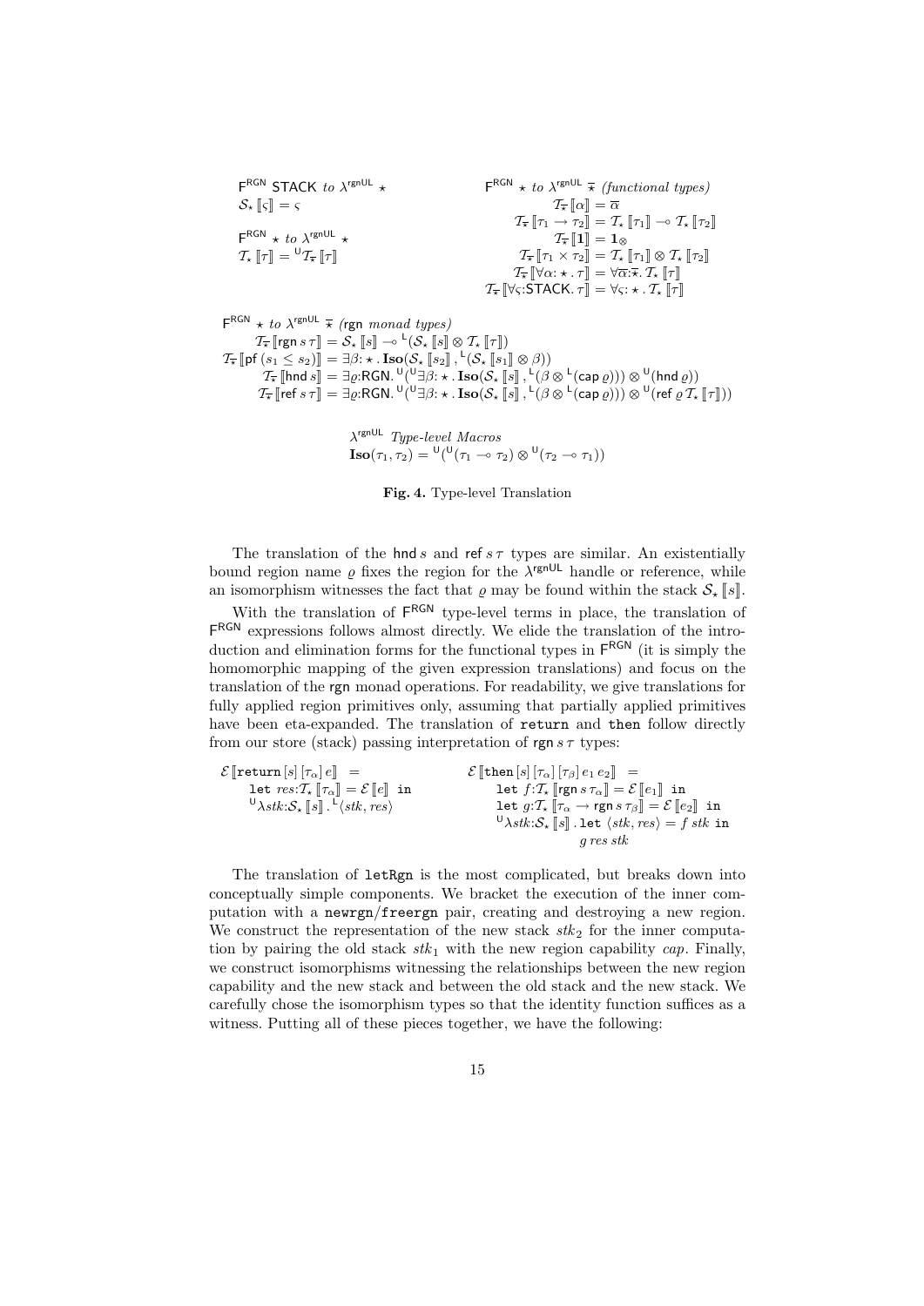$\mathsf{F}^{\mathsf{RGN}}$ $\mathsf{STACK}$ *to* $\lambda^{\mathsf{rgnUL}}$ $\star$

$$\mathcal{S}_\star[\![\varsigma]\!] = \varsigma$$

$\mathsf{F}^{\mathsf{RGN}}$ $\star$ *to* $\lambda^{\mathsf{rgnUL}}$ $\star$

$$\mathcal{T}_\star[\![\tau]\!] = {}^{\mathsf{U}}\mathcal{T}_{\overline{\star}}[\![\tau]\!]$$

$\mathsf{F}^{\mathsf{RGN}}$ $\star$ *to* $\lambda^{\mathsf{rgnUL}}$ $\overline{\star}$ *(functional types)*

$$
\begin{aligned}
\mathcal{T}_{\overline{\star}}[\![\alpha]\!] &= \overline{\alpha} \\
\mathcal{T}_{\overline{\star}}[\![\tau_1 \to \tau_2]\!] &= \mathcal{T}_\star[\![\tau_1]\!] \multimap \mathcal{T}_\star[\![\tau_2]\!] \\
\mathcal{T}_{\overline{\star}}[\![\mathbf{1}]\!] &= \mathbf{1}_\otimes \\
\mathcal{T}_{\overline{\star}}[\![\tau_1 \times \tau_2]\!] &= \mathcal{T}_\star[\![\tau_1]\!] \otimes \mathcal{T}_\star[\![\tau_2]\!] \\
\mathcal{T}_{\overline{\star}}[\![\forall\alpha{:}\,\star\,.\,\tau]\!] &= \forall\overline{\alpha}{:}\overline{\star}.\,\mathcal{T}_\star[\![\tau]\!] \\
\mathcal{T}_{\overline{\star}}[\![\forall\varsigma{:}\mathsf{STACK}.\,\tau]\!] &= \forall\varsigma{:}\,\star\,.\,\mathcal{T}_\star[\![\tau]\!]
\end{aligned}
$$

$\mathsf{F}^{\mathsf{RGN}}$ $\star$ *to* $\lambda^{\mathsf{rgnUL}}$ $\overline{\star}$ *(*$\mathsf{rgn}$ *monad types)*

$$
\begin{aligned}
\mathcal{T}_{\overline{\star}}[\![\mathsf{rgn}\,s\,\tau]\!] &= \mathcal{S}_\star[\![s]\!] \multimap {}^{\mathsf{L}}(\mathcal{S}_\star[\![s]\!] \otimes \mathcal{T}_\star[\![\tau]\!]) \\
\mathcal{T}_{\overline{\star}}[\![\mathsf{pf}\,(s_1 \le s_2)]\!] &= \exists\beta{:}\,\star\,.\,\mathbf{Iso}(\mathcal{S}_\star[\![s_2]\!], {}^{\mathsf{L}}(\mathcal{S}_\star[\![s_1]\!] \otimes \beta)) \\
\mathcal{T}_{\overline{\star}}[\![\mathsf{hnd}\,s]\!] &= \exists\varrho{:}\mathsf{RGN}.\,{}^{\mathsf{U}}({}^{\mathsf{U}}\exists\beta{:}\,\star\,.\,\mathbf{Iso}(\mathcal{S}_\star[\![s]\!], {}^{\mathsf{L}}(\beta \otimes {}^{\mathsf{L}}(\mathsf{cap}\,\varrho))) \otimes {}^{\mathsf{U}}(\mathsf{hnd}\,\varrho)) \\
\mathcal{T}_{\overline{\star}}[\![\mathsf{ref}\,s\,\tau]\!] &= \exists\varrho{:}\mathsf{RGN}.\,{}^{\mathsf{U}}({}^{\mathsf{U}}\exists\beta{:}\,\star\,.\,\mathbf{Iso}(\mathcal{S}_\star[\![s]\!], {}^{\mathsf{L}}(\beta \otimes {}^{\mathsf{L}}(\mathsf{cap}\,\varrho))) \otimes {}^{\mathsf{U}}(\mathsf{ref}\,\varrho\,\mathcal{T}_\star[\![\tau]\!]))
\end{aligned}
$$

$\lambda^{\mathsf{rgnUL}}$ *Type-level Macros*

$$\mathbf{Iso}(\tau_1, \tau_2) = {}^{\mathsf{U}}({}^{\mathsf{U}}(\tau_1 \multimap \tau_2) \otimes {}^{\mathsf{U}}(\tau_2 \multimap \tau_1))$$

**Fig. 4.** Type-level Translation

The translation of the $\mathsf{hnd}\,s$ and $\mathsf{ref}\,s\,\tau$ types are similar. An existentially bound region name $\varrho$ fixes the region for the $\lambda^{\mathsf{rgnUL}}$ handle or reference, while an isomorphism witnesses the fact that $\varrho$ may be found within the stack $\mathcal{S}_\star[\![s]\!]$.

With the translation of $\mathsf{F}^{\mathsf{RGN}}$ type-level terms in place, the translation of $\mathsf{F}^{\mathsf{RGN}}$ expressions follows almost directly. We elide the translation of the introduction and elimination forms for the functional types in $\mathsf{F}^{\mathsf{RGN}}$ (it is simply the homomorphic mapping of the given expression translations) and focus on the translation of the $\mathsf{rgn}$ monad operations. For readability, we give translations for fully applied region primitives only, assuming that partially applied primitives have been eta-expanded. The translation of `return` and `then` follow directly from our store (stack) passing interpretation of $\mathsf{rgn}\,s\,\tau$ types:

$$
\begin{aligned}
&\mathcal{E}[\![\mathtt{return}\,[s]\,[\tau_\alpha]\,e]\!] = \\
&\quad \mathtt{let}\ res{:}\mathcal{T}_\star[\![\tau_\alpha]\!] = \mathcal{E}[\![e]\!]\ \mathtt{in} \\
&\quad {}^{\mathsf{U}}\lambda stk{:}\mathcal{S}_\star[\![s]\!].\,{}^{\mathsf{L}}\langle stk, res\rangle
\end{aligned}
$$

$$
\begin{aligned}
&\mathcal{E}[\![\mathtt{then}\,[s]\,[\tau_\alpha]\,[\tau_\beta]\,e_1\,e_2]\!] = \\
&\quad \mathtt{let}\ f{:}\mathcal{T}_\star[\![\mathsf{rgn}\,s\,\tau_\alpha]\!] = \mathcal{E}[\![e_1]\!]\ \mathtt{in} \\
&\quad \mathtt{let}\ g{:}\mathcal{T}_\star[\![\tau_\alpha \to \mathsf{rgn}\,s\,\tau_\beta]\!] = \mathcal{E}[\![e_2]\!]\ \mathtt{in} \\
&\quad {}^{\mathsf{U}}\lambda stk{:}\mathcal{S}_\star[\![s]\!].\,\mathtt{let}\ \langle stk, res\rangle = f\ stk\ \mathtt{in} \\
&\qquad\qquad g\ res\ stk
\end{aligned}
$$

The translation of `letRgn` is the most complicated, but breaks down into conceptually simple components. We bracket the execution of the inner computation with a `newrgn`/`freergn` pair, creating and destroying a new region. We construct the representation of the new stack $stk_2$ for the inner computation by pairing the old stack $stk_1$ with the new region capability $cap$. Finally, we construct isomorphisms witnessing the relationships between the new region capability and the new stack and between the old stack and the new stack. We carefully chose the isomorphism types so that the identity function suffices as a witness. Putting all of these pieces together, we have the following: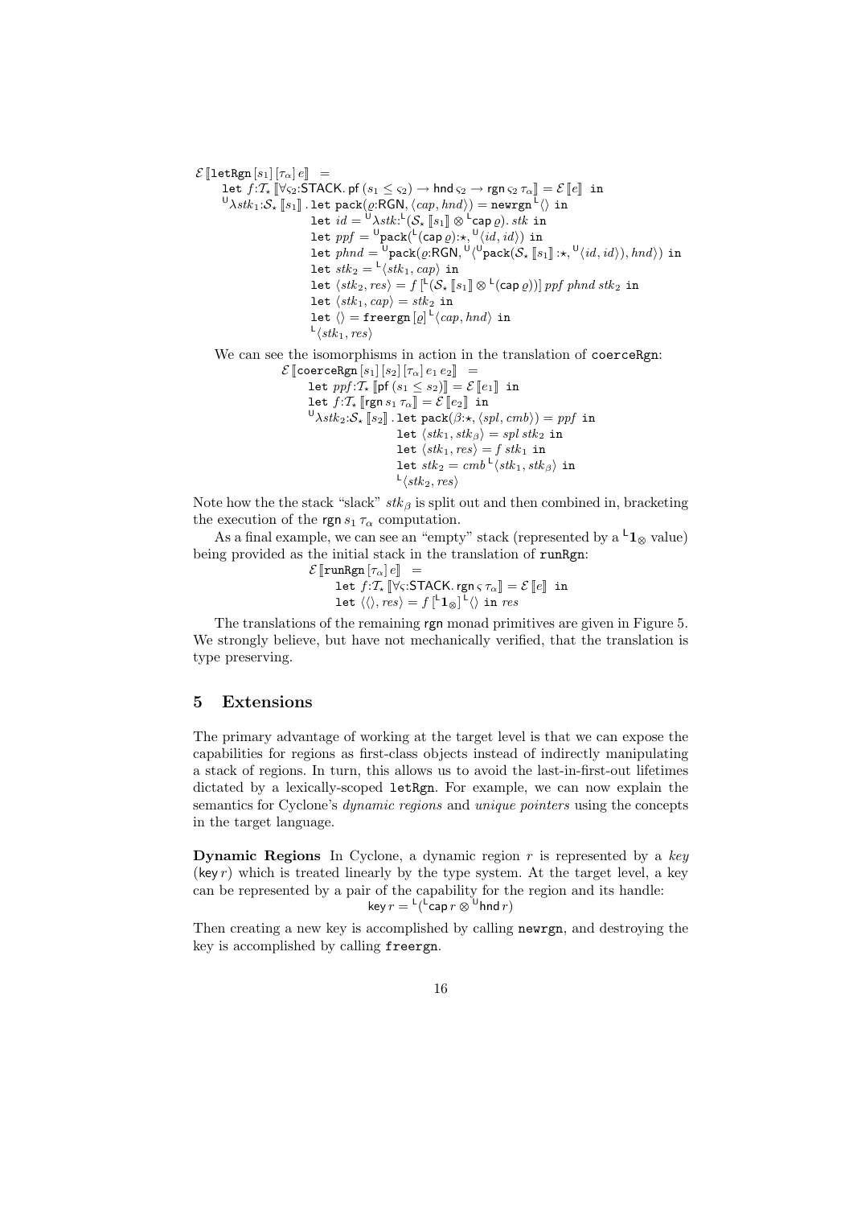$$
\begin{array}{l}
\mathcal{E}\,[\![\mathtt{letRgn}\,[s_1]\,[\tau_\alpha]\,e]\!] \;\; = \\
\quad \mathtt{let}\; f{:}\mathcal{T}_\star\,[\![\forall\varsigma_2{:}\mathsf{STACK}.\,\mathsf{pf}\,(s_1 \leq \varsigma_2) \rightarrow \mathsf{hnd}\,\varsigma_2 \rightarrow \mathsf{rgn}\,\varsigma_2\,\tau_\alpha]\!] = \mathcal{E}\,[\![e]\!] \;\;\mathtt{in} \\
\quad {}^{\mathsf{U}}\lambda stk_1{:}\mathcal{S}_\star\,[\![s_1]\!]\,.\,\mathtt{let}\;\mathtt{pack}(\varrho{:}\mathsf{RGN}, \langle cap, hnd\rangle) = \mathtt{newrgn}\,{}^{\mathsf{L}}\langle\rangle\;\mathtt{in} \\
\qquad\qquad\qquad\quad \mathtt{let}\; id = {}^{\mathsf{U}}\lambda stk{:}{}^{\mathsf{L}}(\mathcal{S}_\star\,[\![s_1]\!] \otimes {}^{\mathsf{L}}\mathsf{cap}\,\varrho).\,stk\;\mathtt{in} \\
\qquad\qquad\qquad\quad \mathtt{let}\; ppf = {}^{\mathsf{U}}\mathtt{pack}({}^{\mathsf{L}}(\mathsf{cap}\,\varrho){:}\star, {}^{\mathsf{U}}\langle id, id\rangle)\;\mathtt{in} \\
\qquad\qquad\qquad\quad \mathtt{let}\; phnd = {}^{\mathsf{U}}\mathtt{pack}(\varrho{:}\mathsf{RGN}, {}^{\mathsf{U}}\langle {}^{\mathsf{U}}\mathtt{pack}(\mathcal{S}_\star\,[\![s_1]\!]{:}\star, {}^{\mathsf{U}}\langle id, id\rangle), hnd\rangle)\;\mathtt{in} \\
\qquad\qquad\qquad\quad \mathtt{let}\; stk_2 = {}^{\mathsf{L}}\langle stk_1, cap\rangle\;\mathtt{in} \\
\qquad\qquad\qquad\quad \mathtt{let}\; \langle stk_2, res\rangle = f\,[{}^{\mathsf{L}}(\mathcal{S}_\star\,[\![s_1]\!] \otimes {}^{\mathsf{L}}(\mathsf{cap}\,\varrho))]\;ppf\;phnd\;stk_2\;\mathtt{in} \\
\qquad\qquad\qquad\quad \mathtt{let}\; \langle stk_1, cap\rangle = stk_2\;\mathtt{in} \\
\qquad\qquad\qquad\quad \mathtt{let}\; \langle\rangle = \mathtt{freergn}\,[\varrho]\,{}^{\mathsf{L}}\langle cap, hnd\rangle\;\mathtt{in} \\
\qquad\qquad\qquad\quad {}^{\mathsf{L}}\langle stk_1, res\rangle
\end{array}
$$

We can see the isomorphisms in action in the translation of `coerceRgn`:

$$
\begin{array}{l}
\mathcal{E}\,[\![\mathtt{coerceRgn}\,[s_1]\,[s_2]\,[\tau_\alpha]\,e_1\,e_2]\!] \;\; = \\
\quad \mathtt{let}\; ppf{:}\mathcal{T}_\star\,[\![\mathsf{pf}\,(s_1 \leq s_2)]\!] = \mathcal{E}\,[\![e_1]\!]\;\;\mathtt{in} \\
\quad \mathtt{let}\; f{:}\mathcal{T}_\star\,[\![\mathsf{rgn}\,s_1\,\tau_\alpha]\!] = \mathcal{E}\,[\![e_2]\!]\;\;\mathtt{in} \\
\quad {}^{\mathsf{U}}\lambda stk_2{:}\mathcal{S}_\star\,[\![s_2]\!]\,.\,\mathtt{let}\;\mathtt{pack}(\beta{:}\star, \langle spl, cmb\rangle) = ppf\;\mathtt{in} \\
\qquad\qquad\qquad\quad \mathtt{let}\;\langle stk_1, stk_\beta\rangle = spl\;stk_2\;\mathtt{in} \\
\qquad\qquad\qquad\quad \mathtt{let}\;\langle stk_1, res\rangle = f\;stk_1\;\mathtt{in} \\
\qquad\qquad\qquad\quad \mathtt{let}\; stk_2 = cmb\,{}^{\mathsf{L}}\langle stk_1, stk_\beta\rangle\;\mathtt{in} \\
\qquad\qquad\qquad\quad {}^{\mathsf{L}}\langle stk_2, res\rangle
\end{array}
$$

Note how the the stack "slack" $stk_\beta$ is split out and then combined in, bracketing the execution of the $\mathsf{rgn}\,s_1\,\tau_\alpha$ computation.

As a final example, we can see an "empty" stack (represented by a ${}^{\mathsf{L}}\mathbf{1}_\otimes$ value) being provided as the initial stack in the translation of `runRgn`:

$$
\begin{array}{l}
\mathcal{E}\,[\![\mathtt{runRgn}\,[\tau_\alpha]\,e]\!] \;\; = \\
\quad \mathtt{let}\; f{:}\mathcal{T}_\star\,[\![\forall\varsigma{:}\mathsf{STACK}.\,\mathsf{rgn}\,\varsigma\,\tau_\alpha]\!] = \mathcal{E}\,[\![e]\!]\;\;\mathtt{in} \\
\quad \mathtt{let}\;\langle\langle\rangle, res\rangle = f\,[{}^{\mathsf{L}}\mathbf{1}_\otimes]\,{}^{\mathsf{L}}\langle\rangle\;\mathtt{in}\; res
\end{array}
$$

The translations of the remaining rgn monad primitives are given in Figure 5. We strongly believe, but have not mechanically verified, that the translation is type preserving.

## 5 Extensions

The primary advantage of working at the target level is that we can expose the capabilities for regions as first-class objects instead of indirectly manipulating a stack of regions. In turn, this allows us to avoid the last-in-first-out lifetimes dictated by a lexically-scoped `letRgn`. For example, we can now explain the semantics for Cyclone's *dynamic regions* and *unique pointers* using the concepts in the target language.

**Dynamic Regions** In Cyclone, a dynamic region $r$ is represented by a *key* ($\mathsf{key}\,r$) which is treated linearly by the type system. At the target level, a key can be represented by a pair of the capability for the region and its handle:

$$\mathsf{key}\,r = {}^{\mathsf{L}}({}^{\mathsf{L}}\mathsf{cap}\,r \otimes {}^{\mathsf{U}}\mathsf{hnd}\,r)$$

Then creating a new key is accomplished by calling `newrgn`, and destroying the key is accomplished by calling `freergn`.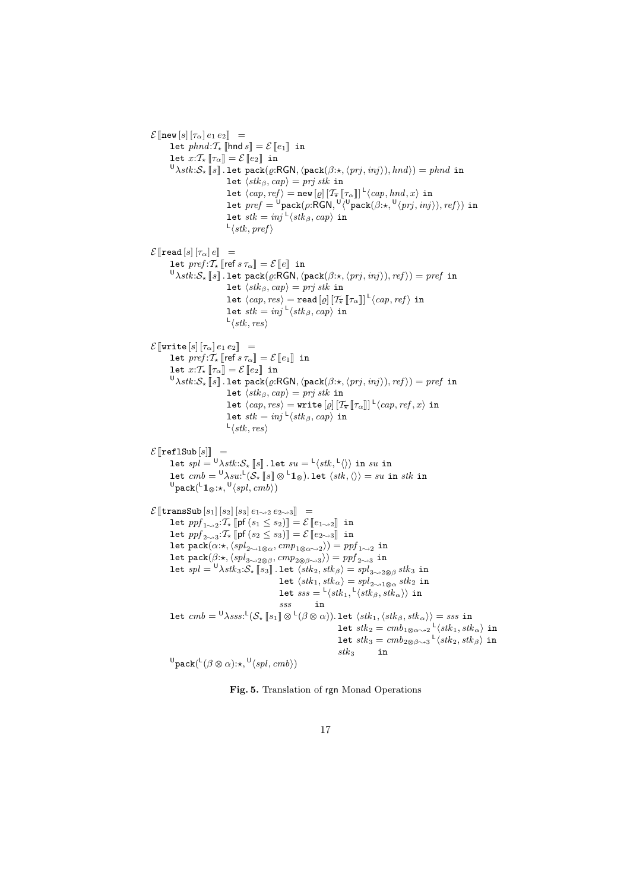$$
\begin{array}{l}
\mathcal{E}\,[\![\mathtt{new}\,[s]\,[\tau_\alpha]\,e_1\,e_2]\!] \;\; = \\
\quad \mathtt{let}\; \mathit{phnd}{:}\mathcal{T}_\star\,[\![\mathsf{hnd}\,s]\!] = \mathcal{E}\,[\![e_1]\!] \;\;\mathtt{in} \\
\quad \mathtt{let}\; x{:}\mathcal{T}_\star\,[\![\tau_\alpha]\!] = \mathcal{E}\,[\![e_2]\!] \;\;\mathtt{in} \\
\quad {}^{\mathsf{U}}\lambda \mathit{stk}{:}\mathcal{S}_\star\,[\![s]\!]\,.\; \mathtt{let}\; \mathtt{pack}(\varrho{:}\mathsf{RGN}, \langle \mathtt{pack}(\beta{:}\star, \langle \mathit{prj}, \mathit{inj}\rangle), \mathit{hnd}\rangle) = \mathit{phnd}\;\mathtt{in} \\
\qquad\qquad\qquad \mathtt{let}\; \langle \mathit{stk}_\beta, \mathit{cap}\rangle = \mathit{prj}\;\mathit{stk}\;\mathtt{in} \\
\qquad\qquad\qquad \mathtt{let}\; \langle \mathit{cap}, \mathit{ref}\rangle = \mathtt{new}\,[\varrho]\,[\mathcal{T}_{\overline{\star}}\,[\![\tau_\alpha]\!]]\,{}^{\mathsf{L}}\langle \mathit{cap}, \mathit{hnd}, x\rangle \;\mathtt{in} \\
\qquad\qquad\qquad \mathtt{let}\; \mathit{pref} = {}^{\mathsf{U}}\mathtt{pack}(\rho{:}\mathsf{RGN}, {}^{\mathsf{U}}\langle {}^{\mathsf{U}}\mathtt{pack}(\beta{:}\star, {}^{\mathsf{U}}\langle \mathit{prj}, \mathit{inj}\rangle), \mathit{ref}\rangle) \;\mathtt{in} \\
\qquad\qquad\qquad \mathtt{let}\; \mathit{stk} = \mathit{inj}\,{}^{\mathsf{L}}\langle \mathit{stk}_\beta, \mathit{cap}\rangle \;\mathtt{in} \\
\qquad\qquad\qquad {}^{\mathsf{L}}\langle \mathit{stk}, \mathit{pref}\rangle
\end{array}
$$

$$
\begin{array}{l}
\mathcal{E}\,[\![\mathtt{read}\,[s]\,[\tau_\alpha]\,e]\!] \;\; = \\
\quad \mathtt{let}\; \mathit{pref}{:}\mathcal{T}_\star\,[\![\mathsf{ref}\,s\,\tau_\alpha]\!] = \mathcal{E}\,[\![e]\!] \;\;\mathtt{in} \\
\quad {}^{\mathsf{U}}\lambda \mathit{stk}{:}\mathcal{S}_\star\,[\![s]\!]\,.\; \mathtt{let}\; \mathtt{pack}(\varrho{:}\mathsf{RGN}, \langle \mathtt{pack}(\beta{:}\star, \langle \mathit{prj}, \mathit{inj}\rangle), \mathit{ref}\rangle) = \mathit{pref}\;\mathtt{in} \\
\qquad\qquad\qquad \mathtt{let}\; \langle \mathit{stk}_\beta, \mathit{cap}\rangle = \mathit{prj}\;\mathit{stk}\;\mathtt{in} \\
\qquad\qquad\qquad \mathtt{let}\; \langle \mathit{cap}, \mathit{res}\rangle = \mathtt{read}\,[\varrho]\,[\mathcal{T}_{\overline{\star}}\,[\![\tau_\alpha]\!]]\,{}^{\mathsf{L}}\langle \mathit{cap}, \mathit{ref}\rangle \;\mathtt{in} \\
\qquad\qquad\qquad \mathtt{let}\; \mathit{stk} = \mathit{inj}\,{}^{\mathsf{L}}\langle \mathit{stk}_\beta, \mathit{cap}\rangle \;\mathtt{in} \\
\qquad\qquad\qquad {}^{\mathsf{L}}\langle \mathit{stk}, \mathit{res}\rangle
\end{array}
$$

$$
\begin{array}{l}
\mathcal{E}\,[\![\mathtt{write}\,[s]\,[\tau_\alpha]\,e_1\,e_2]\!] \;\; = \\
\quad \mathtt{let}\; \mathit{pref}{:}\mathcal{T}_\star\,[\![\mathsf{ref}\,s\,\tau_\alpha]\!] = \mathcal{E}\,[\![e_1]\!] \;\;\mathtt{in} \\
\quad \mathtt{let}\; x{:}\mathcal{T}_\star\,[\![\tau_\alpha]\!] = \mathcal{E}\,[\![e_2]\!] \;\;\mathtt{in} \\
\quad {}^{\mathsf{U}}\lambda \mathit{stk}{:}\mathcal{S}_\star\,[\![s]\!]\,.\; \mathtt{let}\; \mathtt{pack}(\varrho{:}\mathsf{RGN}, \langle \mathtt{pack}(\beta{:}\star, \langle \mathit{prj}, \mathit{inj}\rangle), \mathit{ref}\rangle) = \mathit{pref}\;\mathtt{in} \\
\qquad\qquad\qquad \mathtt{let}\; \langle \mathit{stk}_\beta, \mathit{cap}\rangle = \mathit{prj}\;\mathit{stk}\;\mathtt{in} \\
\qquad\qquad\qquad \mathtt{let}\; \langle \mathit{cap}, \mathit{res}\rangle = \mathtt{write}\,[\varrho]\,[\mathcal{T}_{\overline{\star}}\,[\![\tau_\alpha]\!]]\,{}^{\mathsf{L}}\langle \mathit{cap}, \mathit{ref}, x\rangle \;\mathtt{in} \\
\qquad\qquad\qquad \mathtt{let}\; \mathit{stk} = \mathit{inj}\,{}^{\mathsf{L}}\langle \mathit{stk}_\beta, \mathit{cap}\rangle \;\mathtt{in} \\
\qquad\qquad\qquad {}^{\mathsf{L}}\langle \mathit{stk}, \mathit{res}\rangle
\end{array}
$$

$$
\begin{array}{l}
\mathcal{E}\,[\![\mathtt{reflSub}\,[s]]\!] \;\; = \\
\quad \mathtt{let}\; \mathit{spl} = {}^{\mathsf{U}}\lambda \mathit{stk}{:}\mathcal{S}_\star\,[\![s]\!]\,.\; \mathtt{let}\; \mathit{su} = {}^{\mathsf{L}}\langle \mathit{stk}, {}^{\mathsf{L}}\langle\rangle\rangle \;\mathtt{in}\; \mathit{su}\;\mathtt{in} \\
\quad \mathtt{let}\; \mathit{cmb} = {}^{\mathsf{U}}\lambda \mathit{su}{:}{}^{\mathsf{L}}(\mathcal{S}_\star\,[\![s]\!] \otimes {}^{\mathsf{L}}\mathbf{1}_\otimes).\; \mathtt{let}\; \langle \mathit{stk}, \langle\rangle\rangle = \mathit{su}\;\mathtt{in}\; \mathit{stk}\;\mathtt{in} \\
\quad {}^{\mathsf{U}}\mathtt{pack}({}^{\mathsf{L}}\mathbf{1}_\otimes{:}\star, {}^{\mathsf{U}}\langle \mathit{spl}, \mathit{cmb}\rangle)
\end{array}
$$

$$
\begin{array}{l}
\mathcal{E}\,[\![\mathtt{transSub}\,[s_1]\,[s_2]\,[s_3]\,e_{1\leadsto 2}\,e_{2\leadsto 3}]\!] \;\; = \\
\quad \mathtt{let}\; \mathit{ppf}_{1\leadsto 2}{:}\mathcal{T}_\star\,[\![\mathsf{pf}\,(s_1 \le s_2)]\!] = \mathcal{E}\,[\![e_{1\leadsto 2}]\!] \;\;\mathtt{in} \\
\quad \mathtt{let}\; \mathit{ppf}_{2\leadsto 3}{:}\mathcal{T}_\star\,[\![\mathsf{pf}\,(s_2 \le s_3)]\!] = \mathcal{E}\,[\![e_{2\leadsto 3}]\!] \;\;\mathtt{in} \\
\quad \mathtt{let}\; \mathtt{pack}(\alpha{:}\star, \langle \mathit{spl}_{2\leadsto 1\otimes\alpha}, \mathit{cmp}_{1\otimes\alpha\leadsto 2}\rangle) = \mathit{ppf}_{1\leadsto 2}\;\mathtt{in} \\
\quad \mathtt{let}\; \mathtt{pack}(\beta{:}\star, \langle \mathit{spl}_{3\leadsto 2\otimes\beta}, \mathit{cmp}_{2\otimes\beta\leadsto 3}\rangle) = \mathit{ppf}_{2\leadsto 3}\;\mathtt{in} \\
\quad \mathtt{let}\; \mathit{spl} = {}^{\mathsf{U}}\lambda \mathit{stk}_3{:}\mathcal{S}_\star\,[\![s_3]\!]\,.\; \mathtt{let}\; \langle \mathit{stk}_2, \mathit{stk}_\beta\rangle = \mathit{spl}_{3\leadsto 2\otimes\beta}\;\mathit{stk}_3\;\mathtt{in} \\
\qquad\qquad\qquad\qquad\qquad\quad \mathtt{let}\; \langle \mathit{stk}_1, \mathit{stk}_\alpha\rangle = \mathit{spl}_{2\leadsto 1\otimes\alpha}\;\mathit{stk}_2\;\mathtt{in} \\
\qquad\qquad\qquad\qquad\qquad\quad \mathtt{let}\; \mathit{sss} = {}^{\mathsf{L}}\langle \mathit{stk}_1, {}^{\mathsf{L}}\langle \mathit{stk}_\beta, \mathit{stk}_\alpha\rangle\rangle \;\mathtt{in} \\
\qquad\qquad\qquad\qquad\qquad\quad \mathit{sss} \quad\;\; \mathtt{in} \\
\quad \mathtt{let}\; \mathit{cmb} = {}^{\mathsf{U}}\lambda \mathit{sss}{:}{}^{\mathsf{L}}(\mathcal{S}_\star\,[\![s_1]\!] \otimes {}^{\mathsf{L}}(\beta\otimes\alpha)).\; \mathtt{let}\; \langle \mathit{stk}_1, \langle \mathit{stk}_\beta, \mathit{stk}_\alpha\rangle\rangle = \mathit{sss}\;\mathtt{in} \\
\qquad\qquad\qquad\qquad\qquad\qquad\qquad\qquad\quad \mathtt{let}\; \mathit{stk}_2 = \mathit{cmb}_{1\otimes\alpha\leadsto 2}\,{}^{\mathsf{L}}\langle \mathit{stk}_1, \mathit{stk}_\alpha\rangle \;\mathtt{in} \\
\qquad\qquad\qquad\qquad\qquad\qquad\qquad\qquad\quad \mathtt{let}\; \mathit{stk}_3 = \mathit{cmb}_{2\otimes\beta\leadsto 3}\,{}^{\mathsf{L}}\langle \mathit{stk}_2, \mathit{stk}_\beta\rangle \;\mathtt{in} \\
\qquad\qquad\qquad\qquad\qquad\qquad\qquad\qquad\quad \mathit{stk}_3 \quad\;\; \mathtt{in} \\
\quad {}^{\mathsf{U}}\mathtt{pack}({}^{\mathsf{L}}(\beta\otimes\alpha){:}\star, {}^{\mathsf{U}}\langle \mathit{spl}, \mathit{cmb}\rangle)
\end{array}
$$

**Fig. 5.** Translation of rgn Monad Operations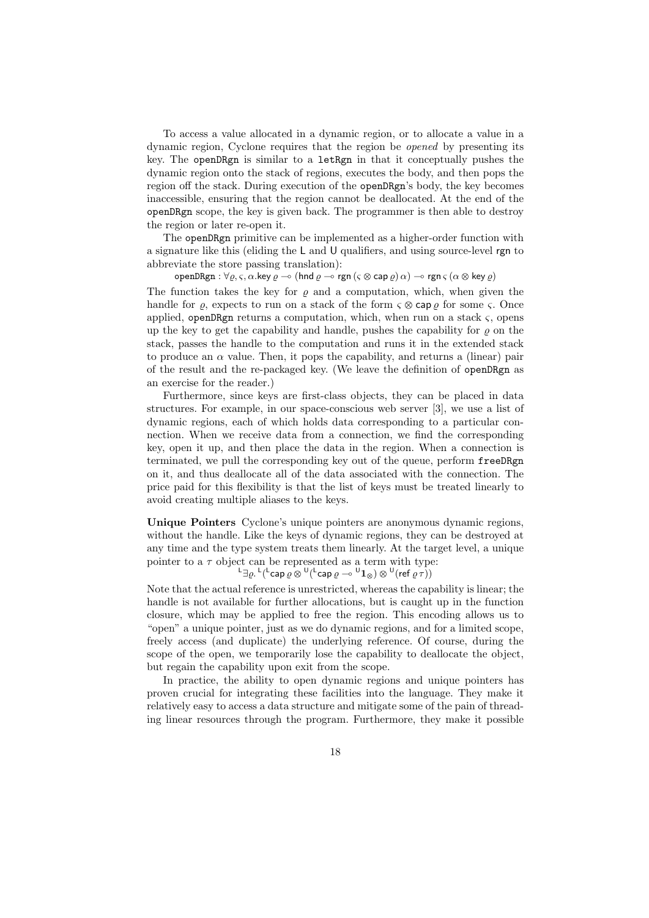To access a value allocated in a dynamic region, or to allocate a value in a dynamic region, Cyclone requires that the region be *opened* by presenting its key. The `openDRgn` is similar to a `letRgn` in that it conceptually pushes the dynamic region onto the stack of regions, executes the body, and then pops the region off the stack. During execution of the `openDRgn`'s body, the key becomes inaccessible, ensuring that the region cannot be deallocated. At the end of the `openDRgn` scope, the key is given back. The programmer is then able to destroy the region or later re-open it.

The `openDRgn` primitive can be implemented as a higher-order function with a signature like this (eliding the L and U qualifiers, and using source-level rgn to abbreviate the store passing translation):

$$\mathsf{openDRgn} : \forall \varrho, \varsigma, \alpha. \mathsf{key}\, \varrho \multimap (\mathsf{hnd}\, \varrho \multimap \mathsf{rgn}\, (\varsigma \otimes \mathsf{cap}\, \varrho)\, \alpha) \multimap \mathsf{rgn}\, \varsigma\, (\alpha \otimes \mathsf{key}\, \varrho)$$

The function takes the key for $\varrho$ and a computation, which, when given the handle for $\varrho$, expects to run on a stack of the form $\varsigma \otimes \mathsf{cap}\, \varrho$ for some $\varsigma$. Once applied, `openDRgn` returns a computation, which, when run on a stack $\varsigma$, opens up the key to get the capability and handle, pushes the capability for $\varrho$ on the stack, passes the handle to the computation and runs it in the extended stack to produce an $\alpha$ value. Then, it pops the capability, and returns a (linear) pair of the result and the re-packaged key. (We leave the definition of `openDRgn` as an exercise for the reader.)

Furthermore, since keys are first-class objects, they can be placed in data structures. For example, in our space-conscious web server [3], we use a list of dynamic regions, each of which holds data corresponding to a particular connection. When we receive data from a connection, we find the corresponding key, open it up, and then place the data in the region. When a connection is terminated, we pull the corresponding key out of the queue, perform `freeDRgn` on it, and thus deallocate all of the data associated with the connection. The price paid for this flexibility is that the list of keys must be treated linearly to avoid creating multiple aliases to the keys.

**Unique Pointers** Cyclone's unique pointers are anonymous dynamic regions, without the handle. Like the keys of dynamic regions, they can be destroyed at any time and the type system treats them linearly. At the target level, a unique pointer to a $\tau$ object can be represented as a term with type:

$$^{\mathsf{L}}\exists \varrho.\, ^{\mathsf{L}}(^{\mathsf{L}}\mathsf{cap}\, \varrho \otimes\, ^{\mathsf{U}}(^{\mathsf{L}}\mathsf{cap}\, \varrho \multimap\, ^{\mathsf{U}}\mathbf{1}_{\otimes}) \otimes\, ^{\mathsf{U}}(\mathsf{ref}\, \varrho\, \tau))$$

Note that the actual reference is unrestricted, whereas the capability is linear; the handle is not available for further allocations, but is caught up in the function closure, which may be applied to free the region. This encoding allows us to "open" a unique pointer, just as we do dynamic regions, and for a limited scope, freely access (and duplicate) the underlying reference. Of course, during the scope of the open, we temporarily lose the capability to deallocate the object, but regain the capability upon exit from the scope.

In practice, the ability to open dynamic regions and unique pointers has proven crucial for integrating these facilities into the language. They make it relatively easy to access a data structure and mitigate some of the pain of threading linear resources through the program. Furthermore, they make it possible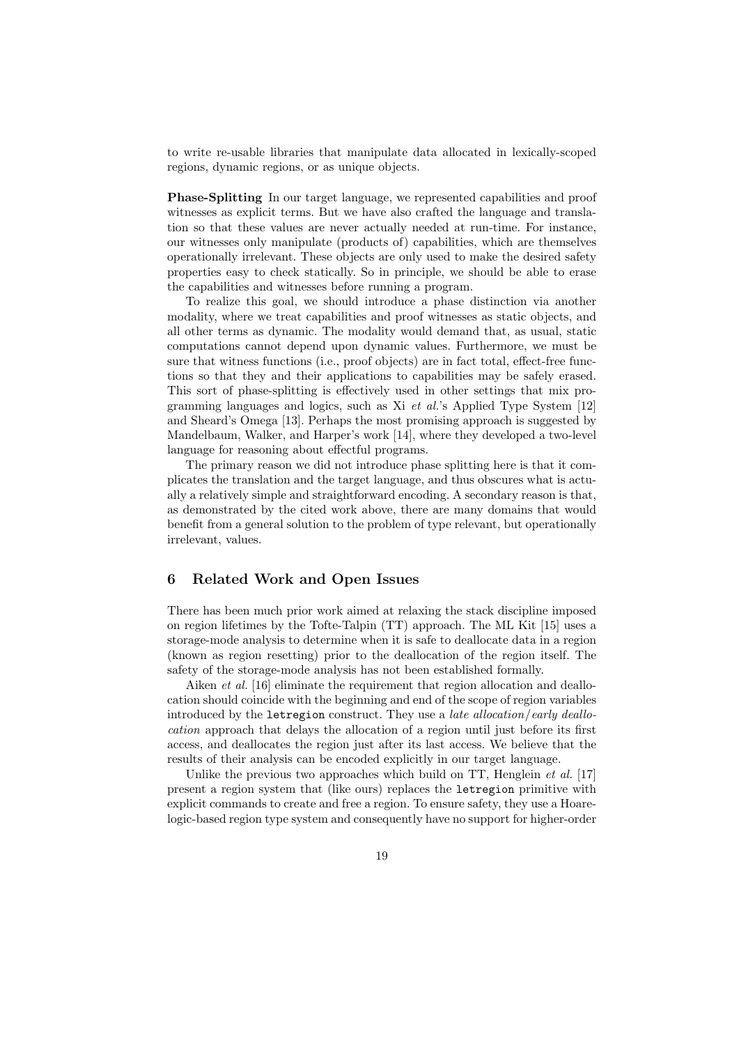to write re-usable libraries that manipulate data allocated in lexically-scoped regions, dynamic regions, or as unique objects.

**Phase-Splitting** In our target language, we represented capabilities and proof witnesses as explicit terms. But we have also crafted the language and translation so that these values are never actually needed at run-time. For instance, our witnesses only manipulate (products of) capabilities, which are themselves operationally irrelevant. These objects are only used to make the desired safety properties easy to check statically. So in principle, we should be able to erase the capabilities and witnesses before running a program.

To realize this goal, we should introduce a phase distinction via another modality, where we treat capabilities and proof witnesses as static objects, and all other terms as dynamic. The modality would demand that, as usual, static computations cannot depend upon dynamic values. Furthermore, we must be sure that witness functions (i.e., proof objects) are in fact total, effect-free functions so that they and their applications to capabilities may be safely erased. This sort of phase-splitting is effectively used in other settings that mix programming languages and logics, such as Xi *et al.*'s Applied Type System [12] and Sheard's Omega [13]. Perhaps the most promising approach is suggested by Mandelbaum, Walker, and Harper's work [14], where they developed a two-level language for reasoning about effectful programs.

The primary reason we did not introduce phase splitting here is that it complicates the translation and the target language, and thus obscures what is actually a relatively simple and straightforward encoding. A secondary reason is that, as demonstrated by the cited work above, there are many domains that would benefit from a general solution to the problem of type relevant, but operationally irrelevant, values.

## 6 Related Work and Open Issues

There has been much prior work aimed at relaxing the stack discipline imposed on region lifetimes by the Tofte-Talpin (TT) approach. The ML Kit [15] uses a storage-mode analysis to determine when it is safe to deallocate data in a region (known as region resetting) prior to the deallocation of the region itself. The safety of the storage-mode analysis has not been established formally.

Aiken *et al.* [16] eliminate the requirement that region allocation and deallocation should coincide with the beginning and end of the scope of region variables introduced by the `letregion` construct. They use a *late allocation/early deallocation* approach that delays the allocation of a region until just before its first access, and deallocates the region just after its last access. We believe that the results of their analysis can be encoded explicitly in our target language.

Unlike the previous two approaches which build on TT, Henglein *et al.* [17] present a region system that (like ours) replaces the `letregion` primitive with explicit commands to create and free a region. To ensure safety, they use a Hoare-logic-based region type system and consequently have no support for higher-order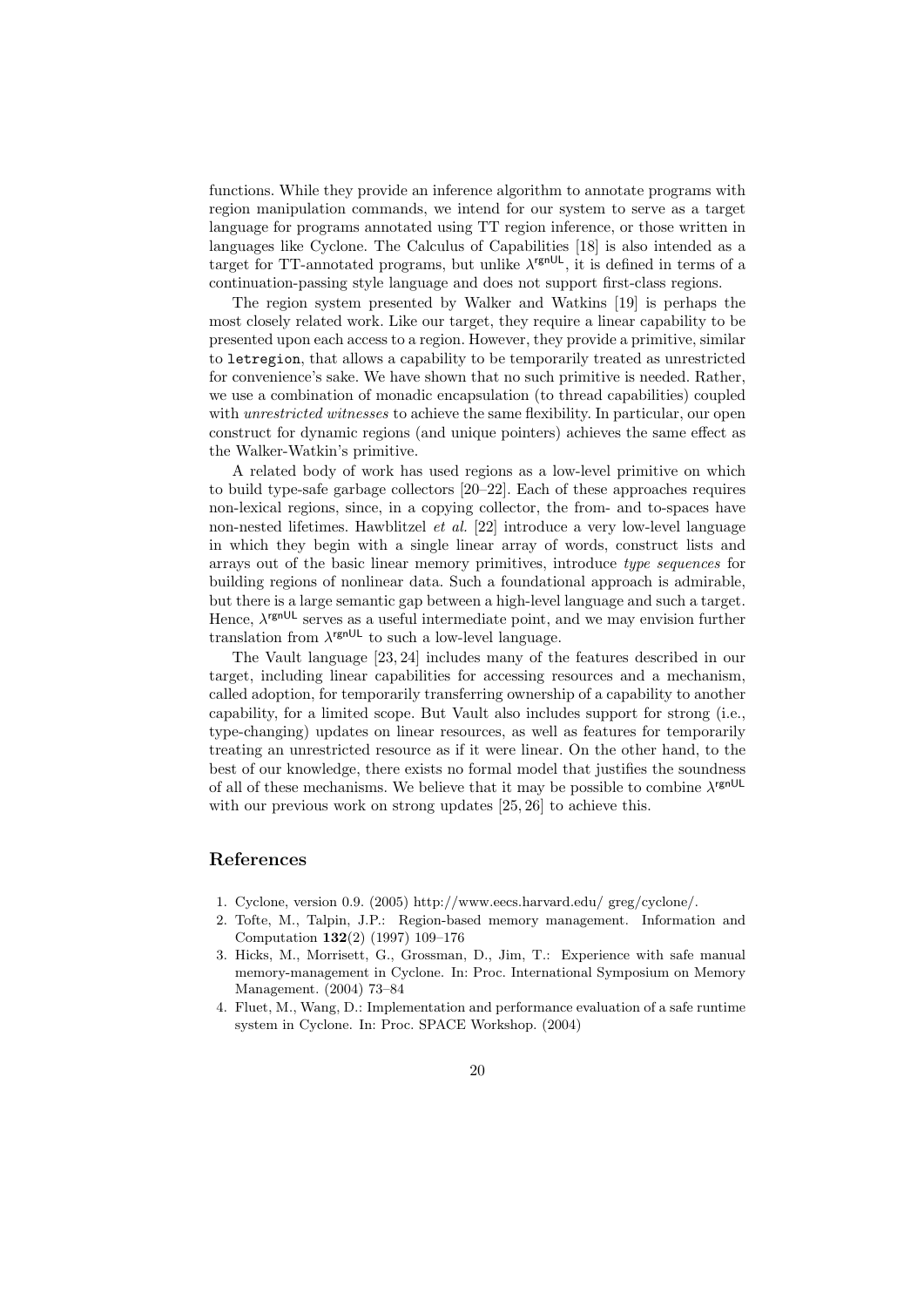functions. While they provide an inference algorithm to annotate programs with region manipulation commands, we intend for our system to serve as a target language for programs annotated using TT region inference, or those written in languages like Cyclone. The Calculus of Capabilities [18] is also intended as a target for TT-annotated programs, but unlike $\lambda^{\mathsf{rgnUL}}$, it is defined in terms of a continuation-passing style language and does not support first-class regions.

The region system presented by Walker and Watkins [19] is perhaps the most closely related work. Like our target, they require a linear capability to be presented upon each access to a region. However, they provide a primitive, similar to `letregion`, that allows a capability to be temporarily treated as unrestricted for convenience's sake. We have shown that no such primitive is needed. Rather, we use a combination of monadic encapsulation (to thread capabilities) coupled with *unrestricted witnesses* to achieve the same flexibility. In particular, our open construct for dynamic regions (and unique pointers) achieves the same effect as the Walker-Watkin's primitive.

A related body of work has used regions as a low-level primitive on which to build type-safe garbage collectors [20–22]. Each of these approaches requires non-lexical regions, since, in a copying collector, the from- and to-spaces have non-nested lifetimes. Hawblitzel *et al.* [22] introduce a very low-level language in which they begin with a single linear array of words, construct lists and arrays out of the basic linear memory primitives, introduce *type sequences* for building regions of nonlinear data. Such a foundational approach is admirable, but there is a large semantic gap between a high-level language and such a target. Hence, $\lambda^{\mathsf{rgnUL}}$ serves as a useful intermediate point, and we may envision further translation from $\lambda^{\mathsf{rgnUL}}$ to such a low-level language.

The Vault language [23, 24] includes many of the features described in our target, including linear capabilities for accessing resources and a mechanism, called adoption, for temporarily transferring ownership of a capability to another capability, for a limited scope. But Vault also includes support for strong (i.e., type-changing) updates on linear resources, as well as features for temporarily treating an unrestricted resource as if it were linear. On the other hand, to the best of our knowledge, there exists no formal model that justifies the soundness of all of these mechanisms. We believe that it may be possible to combine $\lambda^{\mathsf{rgnUL}}$ with our previous work on strong updates [25, 26] to achieve this.

## References

1. Cyclone, version 0.9. (2005) http://www.eecs.harvard.edu/ greg/cyclone/.
2. Tofte, M., Talpin, J.P.: Region-based memory management. Information and Computation **132**(2) (1997) 109–176
3. Hicks, M., Morrisett, G., Grossman, D., Jim, T.: Experience with safe manual memory-management in Cyclone. In: Proc. International Symposium on Memory Management. (2004) 73–84
4. Fluet, M., Wang, D.: Implementation and performance evaluation of a safe runtime system in Cyclone. In: Proc. SPACE Workshop. (2004)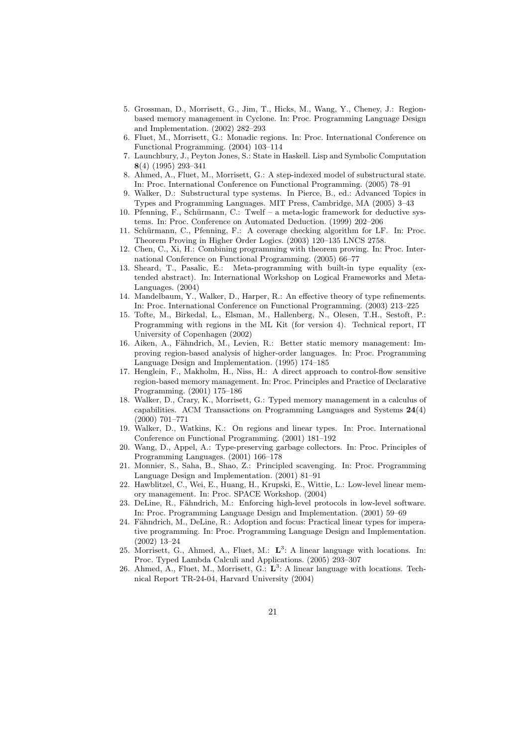5. Grossman, D., Morrisett, G., Jim, T., Hicks, M., Wang, Y., Cheney, J.: Region-based memory management in Cyclone. In: Proc. Programming Language Design and Implementation. (2002) 282–293
6. Fluet, M., Morrisett, G.: Monadic regions. In: Proc. International Conference on Functional Programming. (2004) 103–114
7. Launchbury, J., Peyton Jones, S.: State in Haskell. Lisp and Symbolic Computation **8**(4) (1995) 293–341
8. Ahmed, A., Fluet, M., Morrisett, G.: A step-indexed model of substructural state. In: Proc. International Conference on Functional Programming. (2005) 78–91
9. Walker, D.: Substructural type systems. In Pierce, B., ed.: Advanced Topics in Types and Programming Languages. MIT Press, Cambridge, MA (2005) 3–43
10. Pfenning, F., Schürmann, C.: Twelf – a meta-logic framework for deductive systems. In: Proc. Conference on Automated Deduction. (1999) 202–206
11. Schürmann, C., Pfenning, F.: A coverage checking algorithm for LF. In: Proc. Theorem Proving in Higher Order Logics. (2003) 120–135 LNCS 2758.
12. Chen, C., Xi, H.: Combining programming with theorem proving. In: Proc. International Conference on Functional Programming. (2005) 66–77
13. Sheard, T., Pasalic, E.: Meta-programming with built-in type equality (extended abstract). In: International Workshop on Logical Frameworks and Meta-Languages. (2004)
14. Mandelbaum, Y., Walker, D., Harper, R.: An effective theory of type refinements. In: Proc. International Conference on Functional Programming. (2003) 213–225
15. Tofte, M., Birkedal, L., Elsman, M., Hallenberg, N., Olesen, T.H., Sestoft, P.: Programming with regions in the ML Kit (for version 4). Technical report, IT University of Copenhagen (2002)
16. Aiken, A., Fähndrich, M., Levien, R.: Better static memory management: Improving region-based analysis of higher-order languages. In: Proc. Programming Language Design and Implementation. (1995) 174–185
17. Henglein, F., Makholm, H., Niss, H.: A direct approach to control-flow sensitive region-based memory management. In: Proc. Principles and Practice of Declarative Programming. (2001) 175–186
18. Walker, D., Crary, K., Morrisett, G.: Typed memory management in a calculus of capabilities. ACM Transactions on Programming Languages and Systems **24**(4) (2000) 701–771
19. Walker, D., Watkins, K.: On regions and linear types. In: Proc. International Conference on Functional Programming. (2001) 181–192
20. Wang, D., Appel, A.: Type-preserving garbage collectors. In: Proc. Principles of Programming Languages. (2001) 166–178
21. Monnier, S., Saha, B., Shao, Z.: Principled scavenging. In: Proc. Programming Language Design and Implementation. (2001) 81–91
22. Hawblitzel, C., Wei, E., Huang, H., Krupski, E., Wittie, L.: Low-level linear memory management. In: Proc. SPACE Workshop. (2004)
23. DeLine, R., Fähndrich, M.: Enforcing high-level protocols in low-level software. In: Proc. Programming Language Design and Implementation. (2001) 59–69
24. Fähndrich, M., DeLine, R.: Adoption and focus: Practical linear types for imperative programming. In: Proc. Programming Language Design and Implementation. (2002) 13–24
25. Morrisett, G., Ahmed, A., Fluet, M.: $\mathbf{L}^3$: A linear language with locations. In: Proc. Typed Lambda Calculi and Applications. (2005) 293–307
26. Ahmed, A., Fluet, M., Morrisett, G.: $\mathbf{L}^3$: A linear language with locations. Technical Report TR-24-04, Harvard University (2004)